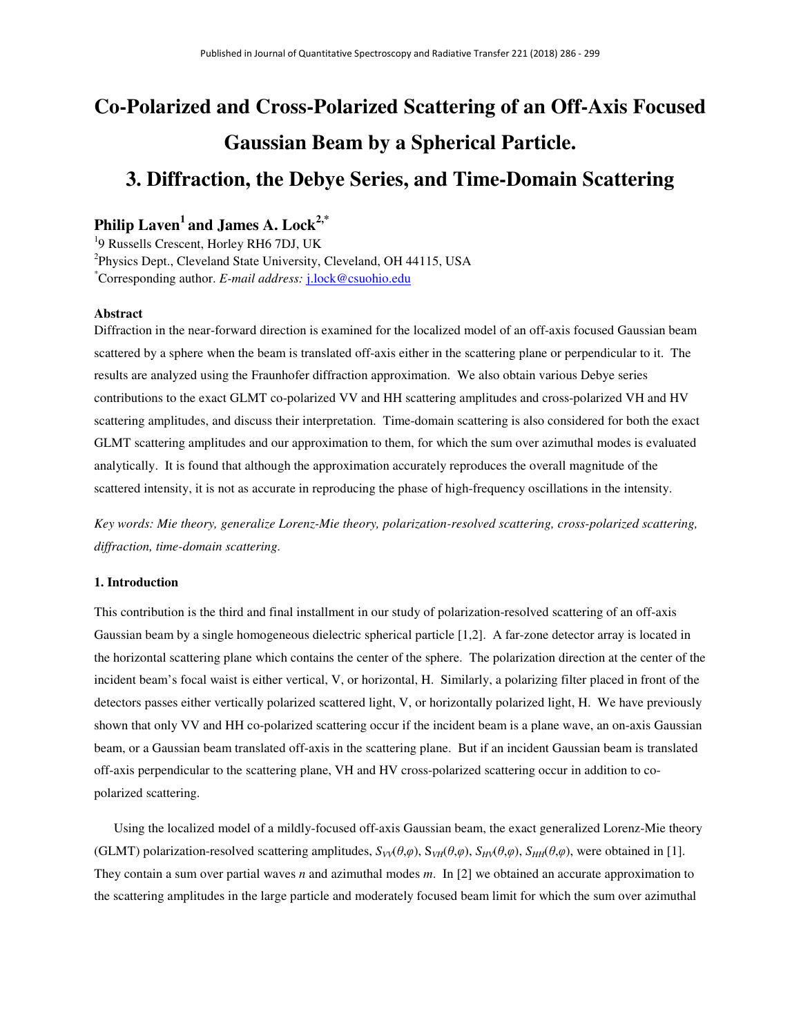# Co-Polarized and Cross-Polarized Scattering of an Off-Axis Focused Gaussian Beam by a Spherical Particle.

# 3. Diffraction, the Debye Series, and Time-Domain Scattering

**Philip Laven[1] and James A. Lock[2,*]**

[1]9 Russells Crescent, Horley RH6 7DJ, UK

[2]Physics Dept., Cleveland State University, Cleveland, OH 44115, USA

[*]Corresponding author. *E-mail address:* j.lock@csuohio.edu

**Abstract**

Diffraction in the near-forward direction is examined for the localized model of an off-axis focused Gaussian beam scattered by a sphere when the beam is translated off-axis either in the scattering plane or perpendicular to it. The results are analyzed using the Fraunhofer diffraction approximation. We also obtain various Debye series contributions to the exact GLMT co-polarized VV and HH scattering amplitudes and cross-polarized VH and HV scattering amplitudes, and discuss their interpretation. Time-domain scattering is also considered for both the exact GLMT scattering amplitudes and our approximation to them, for which the sum over azimuthal modes is evaluated analytically. It is found that although the approximation accurately reproduces the overall magnitude of the scattered intensity, it is not as accurate in reproducing the phase of high-frequency oscillations in the intensity.

*Key words: Mie theory, generalize Lorenz-Mie theory, polarization-resolved scattering, cross-polarized scattering, diffraction, time-domain scattering.*

**1. Introduction**

This contribution is the third and final installment in our study of polarization-resolved scattering of an off-axis Gaussian beam by a single homogeneous dielectric spherical particle [1,2]. A far-zone detector array is located in the horizontal scattering plane which contains the center of the sphere. The polarization direction at the center of the incident beam's focal waist is either vertical, V, or horizontal, H. Similarly, a polarizing filter placed in front of the detectors passes either vertically polarized scattered light, V, or horizontally polarized light, H. We have previously shown that only VV and HH co-polarized scattering occur if the incident beam is a plane wave, an on-axis Gaussian beam, or a Gaussian beam translated off-axis in the scattering plane. But if an incident Gaussian beam is translated off-axis perpendicular to the scattering plane, VH and HV cross-polarized scattering occur in addition to co-polarized scattering.

Using the localized model of a mildly-focused off-axis Gaussian beam, the exact generalized Lorenz-Mie theory (GLMT) polarization-resolved scattering amplitudes, $S_{VV}(\theta,\varphi)$, $S_{VH}(\theta,\varphi)$, $S_{HV}(\theta,\varphi)$, $S_{HH}(\theta,\varphi)$, were obtained in [1]. They contain a sum over partial waves $n$ and azimuthal modes $m$. In [2] we obtained an accurate approximation to the scattering amplitudes in the large particle and moderately focused beam limit for which the sum over azimuthal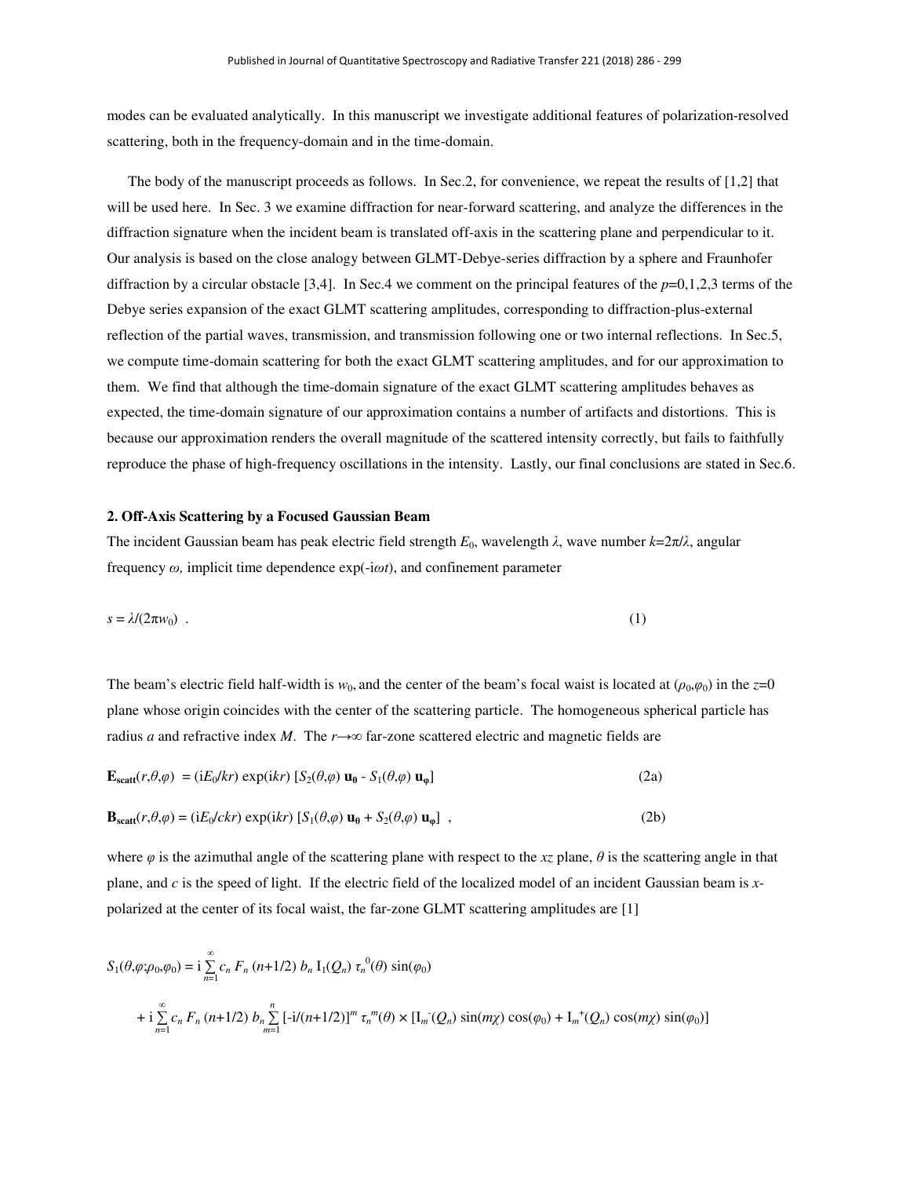modes can be evaluated analytically. In this manuscript we investigate additional features of polarization-resolved scattering, both in the frequency-domain and in the time-domain.

The body of the manuscript proceeds as follows. In Sec.2, for convenience, we repeat the results of [1,2] that will be used here. In Sec. 3 we examine diffraction for near-forward scattering, and analyze the differences in the diffraction signature when the incident beam is translated off-axis in the scattering plane and perpendicular to it. Our analysis is based on the close analogy between GLMT-Debye-series diffraction by a sphere and Fraunhofer diffraction by a circular obstacle [3,4]. In Sec.4 we comment on the principal features of the $p$=0,1,2,3 terms of the Debye series expansion of the exact GLMT scattering amplitudes, corresponding to diffraction-plus-external reflection of the partial waves, transmission, and transmission following one or two internal reflections. In Sec.5, we compute time-domain scattering for both the exact GLMT scattering amplitudes, and for our approximation to them. We find that although the time-domain signature of the exact GLMT scattering amplitudes behaves as expected, the time-domain signature of our approximation contains a number of artifacts and distortions. This is because our approximation renders the overall magnitude of the scattered intensity correctly, but fails to faithfully reproduce the phase of high-frequency oscillations in the intensity. Lastly, our final conclusions are stated in Sec.6.

## 2. Off-Axis Scattering by a Focused Gaussian Beam

The incident Gaussian beam has peak electric field strength $E_0$, wavelength $\lambda$, wave number $k=2\pi/\lambda$, angular frequency $\omega$, implicit time dependence $\exp(-i\omega t)$, and confinement parameter

$$s = \lambda/(2\pi w_0) \quad . \tag{1}$$

The beam's electric field half-width is $w_0$, and the center of the beam's focal waist is located at $(\rho_0,\varphi_0)$ in the $z$=0 plane whose origin coincides with the center of the scattering particle. The homogeneous spherical particle has radius $a$ and refractive index $M$. The $r\rightarrow\infty$ far-zone scattered electric and magnetic fields are

$$\mathbf{E_{scatt}}(r,\theta,\varphi) = (iE_0/kr)\exp(ikr)\,[S_2(\theta,\varphi)\,\mathbf{u_\theta} - S_1(\theta,\varphi)\,\mathbf{u_\varphi}] \tag{2a}$$

$$\mathbf{B_{scatt}}(r,\theta,\varphi) = (iE_0/ckr)\exp(ikr)\,[S_1(\theta,\varphi)\,\mathbf{u_\theta} + S_2(\theta,\varphi)\,\mathbf{u_\varphi}] \quad , \tag{2b}$$

where $\varphi$ is the azimuthal angle of the scattering plane with respect to the $xz$ plane, $\theta$ is the scattering angle in that plane, and $c$ is the speed of light. If the electric field of the localized model of an incident Gaussian beam is $x$-polarized at the center of its focal waist, the far-zone GLMT scattering amplitudes are [1]

$$S_1(\theta,\varphi;\rho_0,\varphi_0) = i\sum_{n=1}^{\infty} c_n\,F_n\,(n+1/2)\,b_n\,I_1(Q_n)\,\tau_n^{\,0}(\theta)\sin(\varphi_0)$$

$$+\, i\sum_{n=1}^{\infty} c_n\,F_n\,(n+1/2)\,b_n\sum_{m=1}^{n}[-i/(n+1/2)]^m\,\tau_n^{\,m}(\theta)\times[I_m^{-}(Q_n)\sin(m\chi)\cos(\varphi_0) + I_m^{+}(Q_n)\cos(m\chi)\sin(\varphi_0)]$$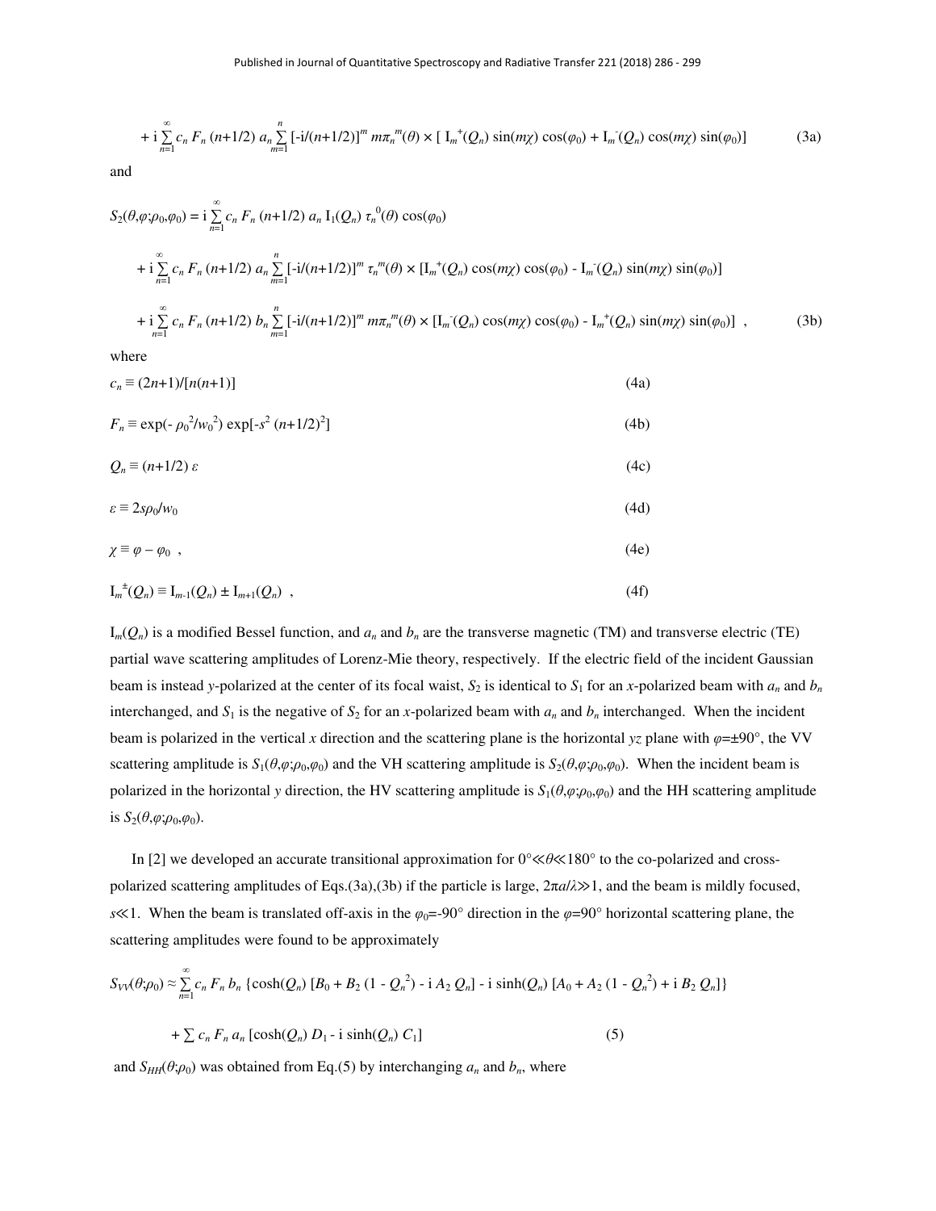$$+ \mathrm{i} \sum_{n=1}^{\infty} c_n F_n (n+1/2) a_n \sum_{m=1}^{n} [-\mathrm{i}/(n+1/2)]^m m\pi_n^m(\theta) \times [\, \mathrm{I}_m^+(Q_n) \sin(m\chi) \cos(\varphi_0) + \mathrm{I}_m^-(Q_n) \cos(m\chi) \sin(\varphi_0)] \quad (3a)$$

and

$$S_2(\theta,\varphi;\rho_0,\varphi_0) = \mathrm{i} \sum_{n=1}^{\infty} c_n F_n (n+1/2) a_n \mathrm{I}_1(Q_n) \tau_n^0(\theta) \cos(\varphi_0)$$

$$+ \mathrm{i} \sum_{n=1}^{\infty} c_n F_n (n+1/2) a_n \sum_{m=1}^{n} [-\mathrm{i}/(n+1/2)]^m \tau_n^m(\theta) \times [\mathrm{I}_m^+(Q_n) \cos(m\chi) \cos(\varphi_0) - \mathrm{I}_m^-(Q_n) \sin(m\chi) \sin(\varphi_0)]$$

$$+ \mathrm{i} \sum_{n=1}^{\infty} c_n F_n (n+1/2) b_n \sum_{m=1}^{n} [-\mathrm{i}/(n+1/2)]^m m\pi_n^m(\theta) \times [\mathrm{I}_m^-(Q_n) \cos(m\chi) \cos(\varphi_0) - \mathrm{I}_m^+(Q_n) \sin(m\chi) \sin(\varphi_0)] \; , \quad (3b)$$

where

$$c_n \equiv (2n+1)/[n(n+1)] \quad (4a)$$

$$F_n \equiv \exp(-\rho_0^2/w_0^2) \exp[-s^2 (n+1/2)^2] \quad (4b)$$

$$Q_n \equiv (n+1/2)\, \varepsilon \quad (4c)$$

$$\varepsilon \equiv 2s\rho_0/w_0 \quad (4d)$$

$$\chi \equiv \varphi - \varphi_0 \; , \quad (4e)$$

$$\mathrm{I}_m^{\pm}(Q_n) \equiv \mathrm{I}_{m-1}(Q_n) \pm \mathrm{I}_{m+1}(Q_n) \; , \quad (4f)$$

$\mathrm{I}_m(Q_n)$ is a modified Bessel function, and $a_n$ and $b_n$ are the transverse magnetic (TM) and transverse electric (TE) partial wave scattering amplitudes of Lorenz-Mie theory, respectively. If the electric field of the incident Gaussian beam is instead *y*-polarized at the center of its focal waist, $S_2$ is identical to $S_1$ for an *x*-polarized beam with $a_n$ and $b_n$ interchanged, and $S_1$ is the negative of $S_2$ for an *x*-polarized beam with $a_n$ and $b_n$ interchanged. When the incident beam is polarized in the vertical *x* direction and the scattering plane is the horizontal *yz* plane with $\varphi=\pm 90°$, the VV scattering amplitude is $S_1(\theta,\varphi;\rho_0,\varphi_0)$ and the VH scattering amplitude is $S_2(\theta,\varphi;\rho_0,\varphi_0)$. When the incident beam is polarized in the horizontal *y* direction, the HV scattering amplitude is $S_1(\theta,\varphi;\rho_0,\varphi_0)$ and the HH scattering amplitude is $S_2(\theta,\varphi;\rho_0,\varphi_0)$.

In [2] we developed an accurate transitional approximation for $0° \ll \theta \ll 180°$ to the co-polarized and cross-polarized scattering amplitudes of Eqs.(3a),(3b) if the particle is large, $2\pi a/\lambda \gg 1$, and the beam is mildly focused, $s \ll 1$. When the beam is translated off-axis in the $\varphi_0=-90°$ direction in the $\varphi=90°$ horizontal scattering plane, the scattering amplitudes were found to be approximately

$$S_{VV}(\theta;\rho_0) \approx \sum_{n=1}^{\infty} c_n F_n b_n \{\cosh(Q_n) [B_0 + B_2 (1 - Q_n^2) - \mathrm{i} A_2 Q_n] - \mathrm{i} \sinh(Q_n) [A_0 + A_2 (1 - Q_n^2) + \mathrm{i} B_2 Q_n]\}$$

$$+ \sum c_n F_n a_n [\cosh(Q_n) D_1 - \mathrm{i} \sinh(Q_n) C_1] \quad (5)$$

and $S_{HH}(\theta;\rho_0)$ was obtained from Eq.(5) by interchanging $a_n$ and $b_n$, where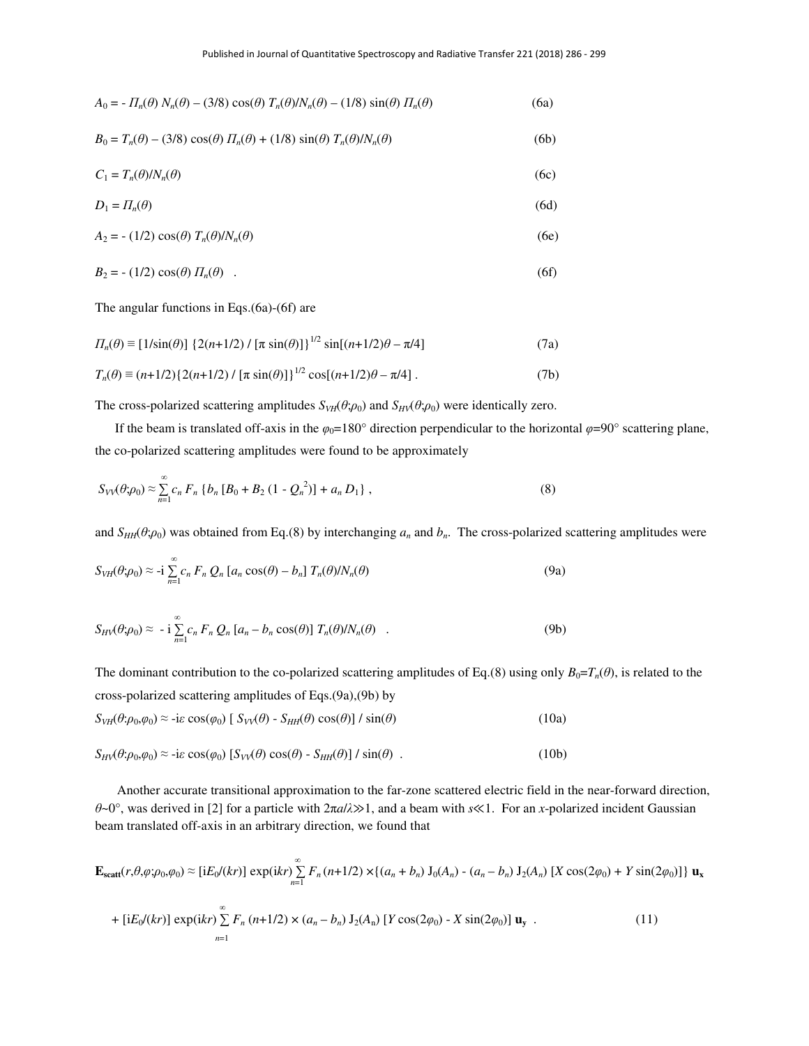$$A_0 = - \Pi_n(\theta)\, N_n(\theta) - (3/8) \cos(\theta)\, T_n(\theta)/N_n(\theta) - (1/8) \sin(\theta)\, \Pi_n(\theta) \tag{6a}$$

$$B_0 = T_n(\theta) - (3/8) \cos(\theta)\, \Pi_n(\theta) + (1/8) \sin(\theta)\, T_n(\theta)/N_n(\theta) \tag{6b}$$

$$C_1 = T_n(\theta)/N_n(\theta) \tag{6c}$$

$$D_1 = \Pi_n(\theta) \tag{6d}$$

$$A_2 = - (1/2) \cos(\theta)\, T_n(\theta)/N_n(\theta) \tag{6e}$$

$$B_2 = - (1/2) \cos(\theta)\, \Pi_n(\theta) \quad . \tag{6f}$$

The angular functions in Eqs.(6a)-(6f) are

$$\Pi_n(\theta) \equiv [1/\sin(\theta)]\, \{2(n+1/2) / [\pi \sin(\theta)]\}^{1/2} \sin[(n+1/2)\theta - \pi/4] \tag{7a}$$

$$T_n(\theta) \equiv (n+1/2)\{2(n+1/2) / [\pi \sin(\theta)]\}^{1/2} \cos[(n+1/2)\theta - \pi/4] \,. \tag{7b}$$

The cross-polarized scattering amplitudes $S_{VH}(\theta;\rho_0)$ and $S_{HV}(\theta;\rho_0)$ were identically zero.

If the beam is translated off-axis in the $\varphi_0$=180° direction perpendicular to the horizontal $\varphi$=90° scattering plane, the co-polarized scattering amplitudes were found to be approximately

$$S_{VV}(\theta;\rho_0) \approx \sum_{n=1}^{\infty} c_n\, F_n\, \{b_n\, [B_0 + B_2\, (1 - Q_n^{\,2})] + a_n\, D_1\} \,, \tag{8}$$

and $S_{HH}(\theta;\rho_0)$ was obtained from Eq.(8) by interchanging $a_n$ and $b_n$. The cross-polarized scattering amplitudes were

$$S_{VH}(\theta;\rho_0) \approx -\mathrm{i} \sum_{n=1}^{\infty} c_n\, F_n\, Q_n\, [a_n \cos(\theta) - b_n]\, T_n(\theta)/N_n(\theta) \tag{9a}$$

$$S_{HV}(\theta;\rho_0) \approx -\mathrm{i} \sum_{n=1}^{\infty} c_n\, F_n\, Q_n\, [a_n - b_n \cos(\theta)]\, T_n(\theta)/N_n(\theta) \quad . \tag{9b}$$

The dominant contribution to the co-polarized scattering amplitudes of Eq.(8) using only $B_0$=$T_n(\theta)$, is related to the cross-polarized scattering amplitudes of Eqs.(9a),(9b) by

$$S_{VH}(\theta{:}\rho_0,\varphi_0) \approx -\mathrm{i}\varepsilon \cos(\varphi_0)\, [\, S_{VV}(\theta) - S_{HH}(\theta) \cos(\theta)] \,/\, \sin(\theta) \tag{10a}$$

$$S_{HV}(\theta{:}\rho_0,\varphi_0) \approx -\mathrm{i}\varepsilon \cos(\varphi_0)\, [S_{VV}(\theta) \cos(\theta) - S_{HH}(\theta)] \,/\, \sin(\theta) \;. \tag{10b}$$

Another accurate transitional approximation to the far-zone scattered electric field in the near-forward direction, $\theta$~0°, was derived in [2] for a particle with $2\pi a/\lambda \gg 1$, and a beam with $s \ll 1$. For an $x$-polarized incident Gaussian beam translated off-axis in an arbitrary direction, we found that

$$\mathbf{E_{scatt}}(r,\theta,\varphi;\rho_0,\varphi_0) \approx [\mathrm{i}E_0/(kr)]\, \exp(\mathrm{i}kr) \sum_{n=1}^{\infty} F_n\, (n+1/2) \times \{(a_n + b_n)\, \mathrm{J}_0(A_n) - (a_n - b_n)\, \mathrm{J}_2(A_n)\, [X \cos(2\varphi_0) + Y \sin(2\varphi_0)]\}\, \mathbf{u_x}$$

$$+ [\mathrm{i}E_0/(kr)]\, \exp(\mathrm{i}kr) \sum_{n=1}^{\infty} F_n\, (n+1/2) \times (a_n - b_n)\, \mathrm{J}_2(A_n)\, [Y \cos(2\varphi_0) - X \sin(2\varphi_0)]\, \mathbf{u_y} \;. \tag{11}$$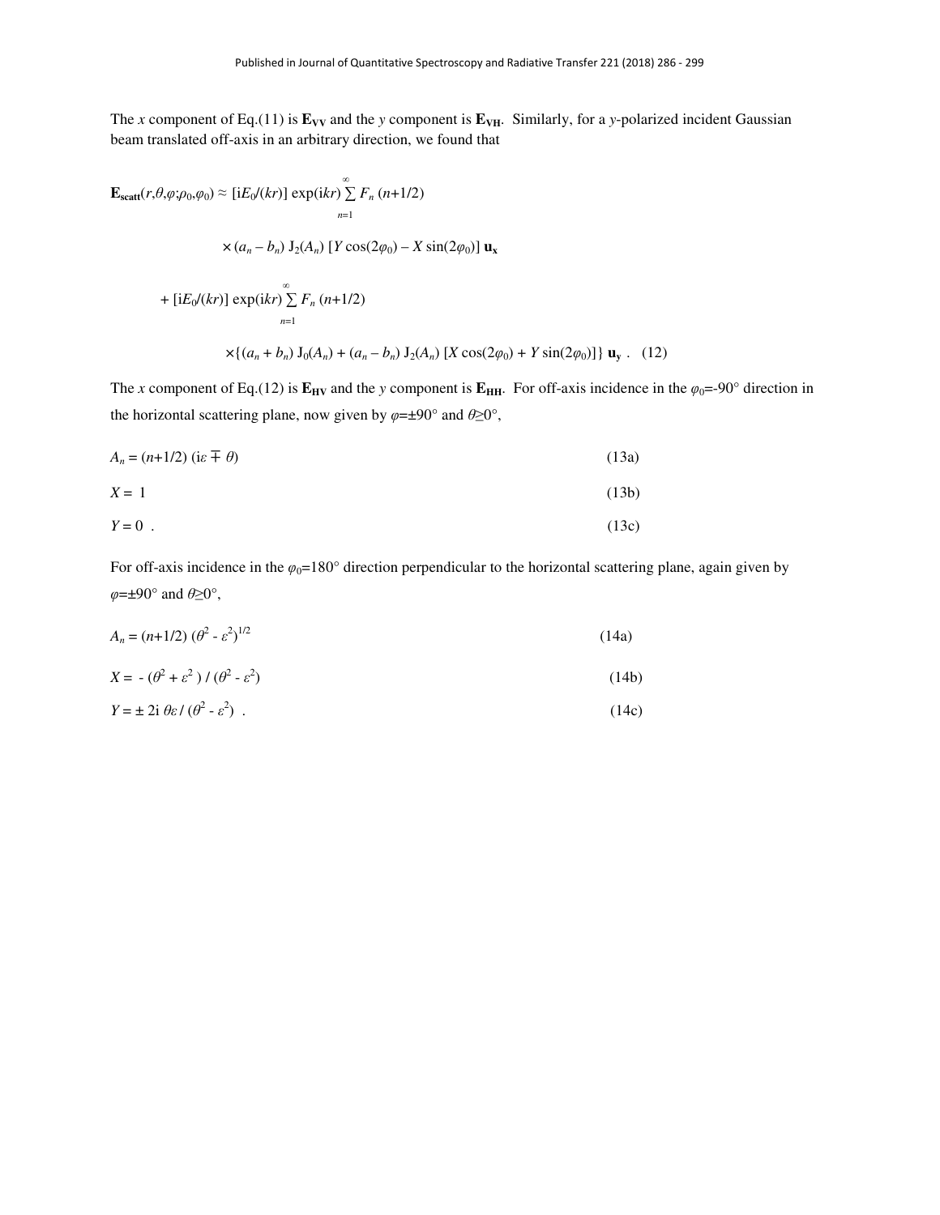The $x$ component of Eq.(11) is $\mathbf{E_{VV}}$ and the $y$ component is $\mathbf{E_{VH}}$. Similarly, for a $y$-polarized incident Gaussian beam translated off-axis in an arbitrary direction, we found that

$$\mathbf{E_{scatt}}(r,\theta,\varphi;\rho_0,\varphi_0) \approx [\mathrm{i}E_0/(kr)]\,\exp(\mathrm{i}kr)\sum_{n=1}^{\infty} F_n\,(n+1/2)$$

$$\times\,(a_n - b_n)\,\mathrm{J}_2(A_n)\,[Y\cos(2\varphi_0) - X\sin(2\varphi_0)]\,\mathbf{u_x}$$

$$+\,[\mathrm{i}E_0/(kr)]\,\exp(\mathrm{i}kr)\sum_{n=1}^{\infty} F_n\,(n+1/2)$$

$$\times\{(a_n + b_n)\,\mathrm{J}_0(A_n) + (a_n - b_n)\,\mathrm{J}_2(A_n)\,[X\cos(2\varphi_0) + Y\sin(2\varphi_0)]\}\,\mathbf{u_y}\ . \quad (12)$$

The $x$ component of Eq.(12) is $\mathbf{E_{HV}}$ and the $y$ component is $\mathbf{E_{HH}}$. For off-axis incidence in the $\varphi_0$=-90° direction in the horizontal scattering plane, now given by $\varphi$=±90° and $\theta \geq 0°$,

$$A_n = (n+1/2)\,(\mathrm{i}\varepsilon \mp \theta) \quad (13a)$$

$$X = 1 \quad (13b)$$

$$Y = 0\ . \quad (13c)$$

For off-axis incidence in the $\varphi_0$=180° direction perpendicular to the horizontal scattering plane, again given by $\varphi$=±90° and $\theta \geq 0°$,

$$A_n = (n+1/2)\,(\theta^2 - \varepsilon^2)^{1/2} \quad (14a)$$

$$X = -\,(\theta^2 + \varepsilon^2)\,/\,(\theta^2 - \varepsilon^2) \quad (14b)$$

$$Y = \pm\,2\mathrm{i}\,\theta\varepsilon\,/\,(\theta^2 - \varepsilon^2)\ . \quad (14c)$$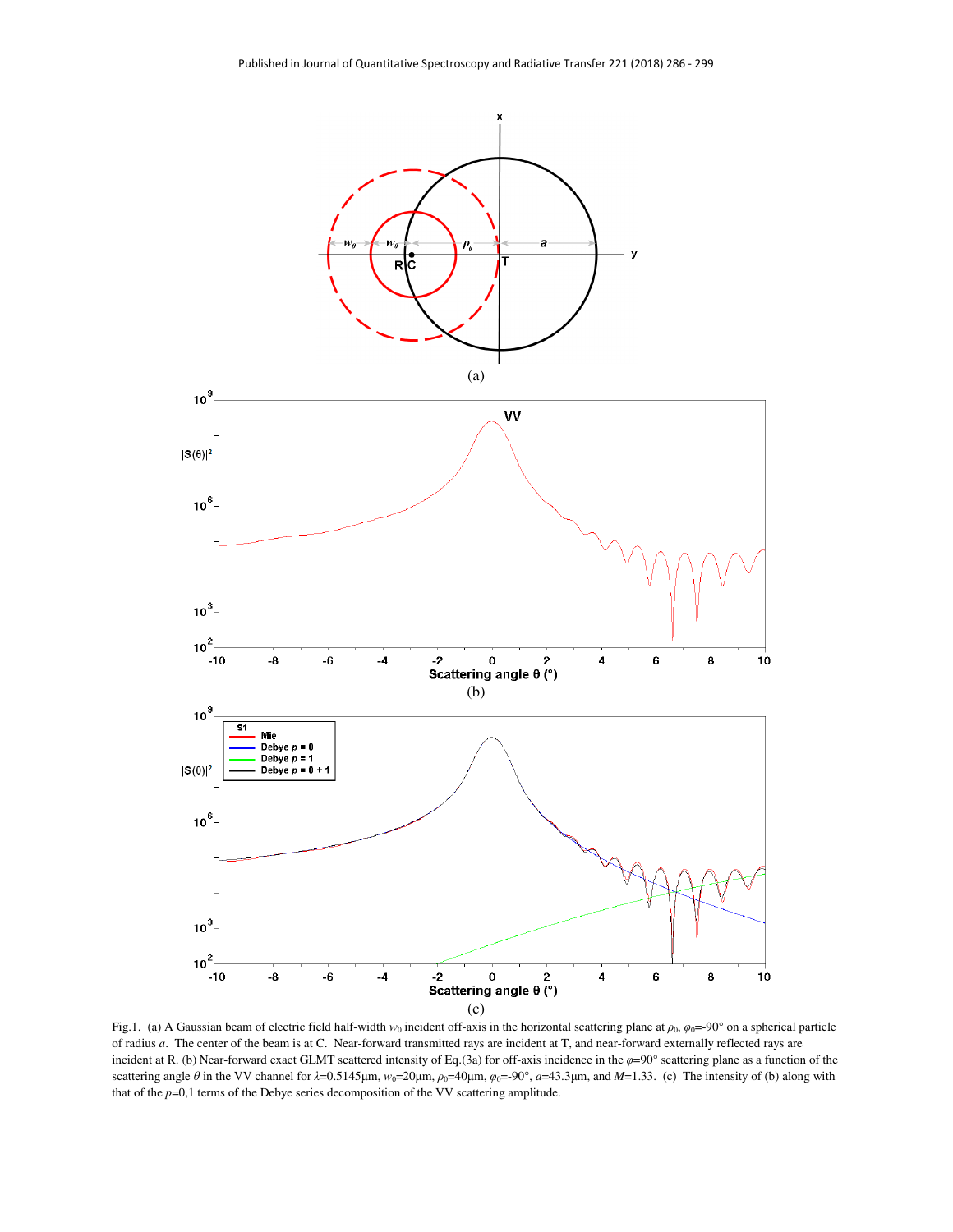Fig.1. (a) A Gaussian beam of electric field half-width $w_0$ incident off-axis in the horizontal scattering plane at $\rho_0$, $\varphi_0$=-90° on a spherical particle of radius $a$. The center of the beam is at C. Near-forward transmitted rays are incident at T, and near-forward externally reflected rays are incident at R. (b) Near-forward exact GLMT scattered intensity of Eq.(3a) for off-axis incidence in the $\varphi$=90° scattering plane as a function of the scattering angle $\theta$ in the VV channel for $\lambda$=0.5145μm, $w_0$=20μm, $\rho_0$=40μm, $\varphi_0$=-90°, $a$=43.3μm, and $M$=1.33. (c) The intensity of (b) along with that of the $p$=0,1 terms of the Debye series decomposition of the VV scattering amplitude.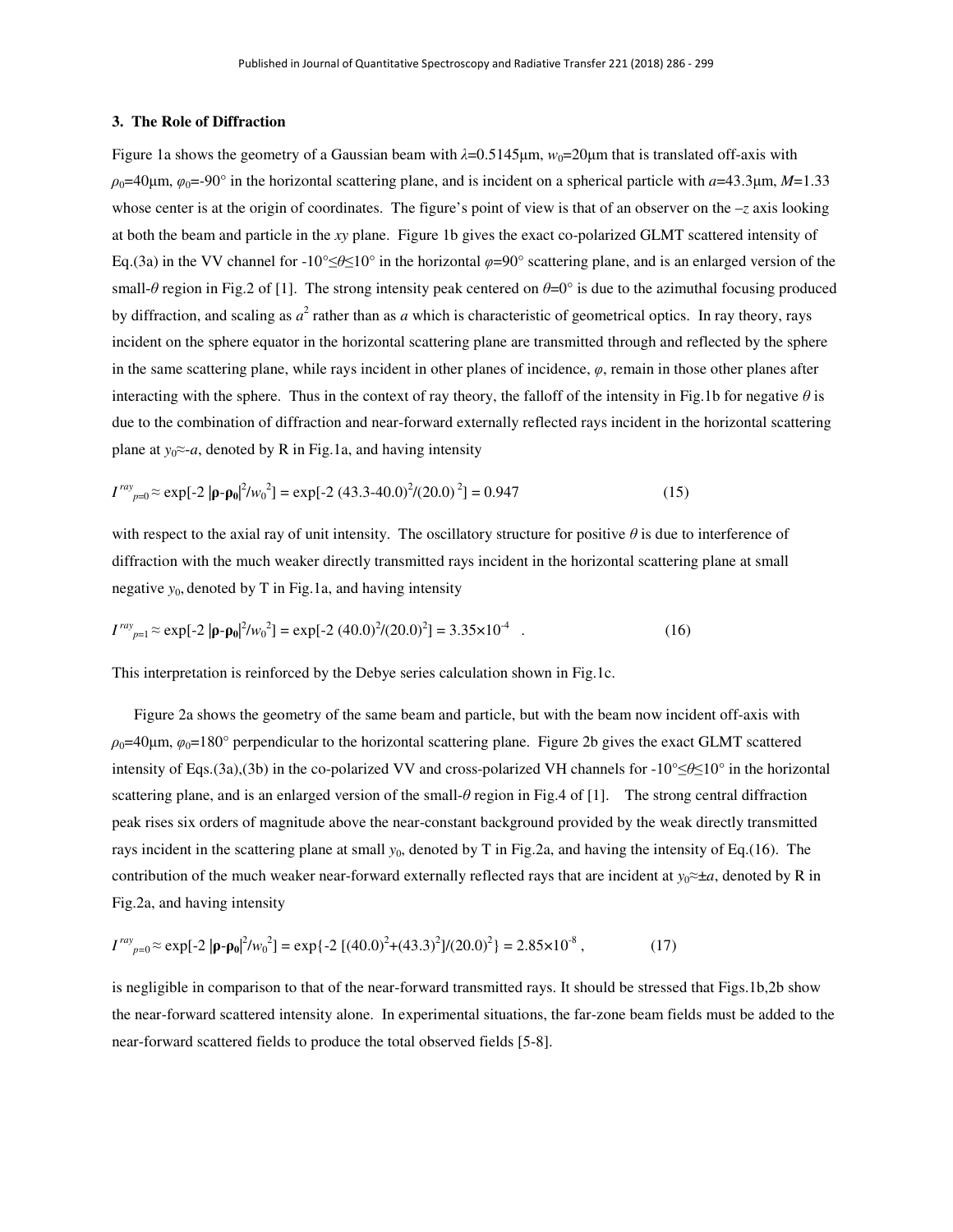### 3. The Role of Diffraction

Figure 1a shows the geometry of a Gaussian beam with $\lambda$=0.5145μm, $w_0$=20μm that is translated off-axis with $\rho_0$=40μm, $\varphi_0$=-90° in the horizontal scattering plane, and is incident on a spherical particle with $a$=43.3μm, $M$=1.33 whose center is at the origin of coordinates. The figure's point of view is that of an observer on the $-z$ axis looking at both the beam and particle in the $xy$ plane. Figure 1b gives the exact co-polarized GLMT scattered intensity of Eq.(3a) in the VV channel for -10°≤$\theta$≤10° in the horizontal $\varphi$=90° scattering plane, and is an enlarged version of the small-$\theta$ region in Fig.2 of [1]. The strong intensity peak centered on $\theta$=0° is due to the azimuthal focusing produced by diffraction, and scaling as $a^2$ rather than as $a$ which is characteristic of geometrical optics. In ray theory, rays incident on the sphere equator in the horizontal scattering plane are transmitted through and reflected by the sphere in the same scattering plane, while rays incident in other planes of incidence, $\varphi$, remain in those other planes after interacting with the sphere. Thus in the context of ray theory, the falloff of the intensity in Fig.1b for negative $\theta$ is due to the combination of diffraction and near-forward externally reflected rays incident in the horizontal scattering plane at $y_0$≈-$a$, denoted by R in Fig.1a, and having intensity

$$I^{ray}_{p=0} \approx \exp[-2\,|\boldsymbol{\rho}-\boldsymbol{\rho}_0|^2/w_0^2] = \exp[-2\,(43.3\text{-}40.0)^2/(20.0)^2] = 0.947 \qquad (15)$$

with respect to the axial ray of unit intensity. The oscillatory structure for positive $\theta$ is due to interference of diffraction with the much weaker directly transmitted rays incident in the horizontal scattering plane at small negative $y_0$, denoted by T in Fig.1a, and having intensity

$$I^{ray}_{p=1} \approx \exp[-2\,|\boldsymbol{\rho}-\boldsymbol{\rho}_0|^2/w_0^2] = \exp[-2\,(40.0)^2/(20.0)^2] = 3.35\times10^{-4} \quad . \qquad (16)$$

This interpretation is reinforced by the Debye series calculation shown in Fig.1c.

Figure 2a shows the geometry of the same beam and particle, but with the beam now incident off-axis with $\rho_0$=40μm, $\varphi_0$=180° perpendicular to the horizontal scattering plane. Figure 2b gives the exact GLMT scattered intensity of Eqs.(3a),(3b) in the co-polarized VV and cross-polarized VH channels for -10°≤$\theta$≤10° in the horizontal scattering plane, and is an enlarged version of the small-$\theta$ region in Fig.4 of [1]. The strong central diffraction peak rises six orders of magnitude above the near-constant background provided by the weak directly transmitted rays incident in the scattering plane at small $y_0$, denoted by T in Fig.2a, and having the intensity of Eq.(16). The contribution of the much weaker near-forward externally reflected rays that are incident at $y_0$≈±$a$, denoted by R in Fig.2a, and having intensity

$$I^{ray}_{p=0} \approx \exp[-2\,|\boldsymbol{\rho}-\boldsymbol{\rho}_0|^2/w_0^2] = \exp\{-2\,[(40.0)^2+(43.3)^2]/(20.0)^2\} = 2.85\times10^{-8} \,, \qquad (17)$$

is negligible in comparison to that of the near-forward transmitted rays. It should be stressed that Figs.1b,2b show the near-forward scattered intensity alone. In experimental situations, the far-zone beam fields must be added to the near-forward scattered fields to produce the total observed fields [5-8].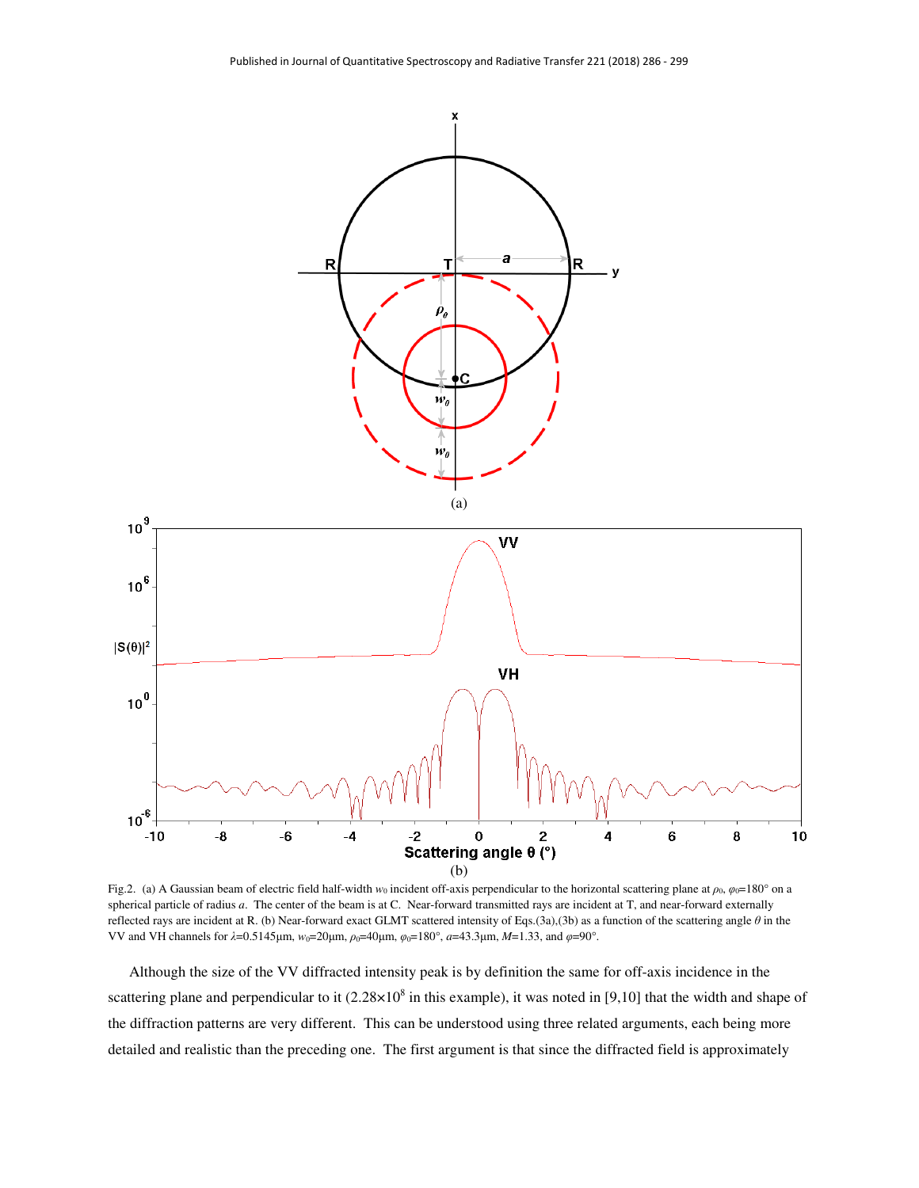Fig.2. (a) A Gaussian beam of electric field half-width $w_0$ incident off-axis perpendicular to the horizontal scattering plane at $\rho_0$, $\varphi_0$=180° on a spherical particle of radius $a$. The center of the beam is at C. Near-forward transmitted rays are incident at T, and near-forward externally reflected rays are incident at R. (b) Near-forward exact GLMT scattered intensity of Eqs.(3a),(3b) as a function of the scattering angle $\theta$ in the VV and VH channels for $\lambda$=0.5145μm, $w_0$=20μm, $\rho_0$=40μm, $\varphi_0$=180°, $a$=43.3μm, $M$=1.33, and $\varphi$=90°.

Although the size of the VV diffracted intensity peak is by definition the same for off-axis incidence in the scattering plane and perpendicular to it ($2.28\times10^8$ in this example), it was noted in [9,10] that the width and shape of the diffraction patterns are very different. This can be understood using three related arguments, each being more detailed and realistic than the preceding one. The first argument is that since the diffracted field is approximately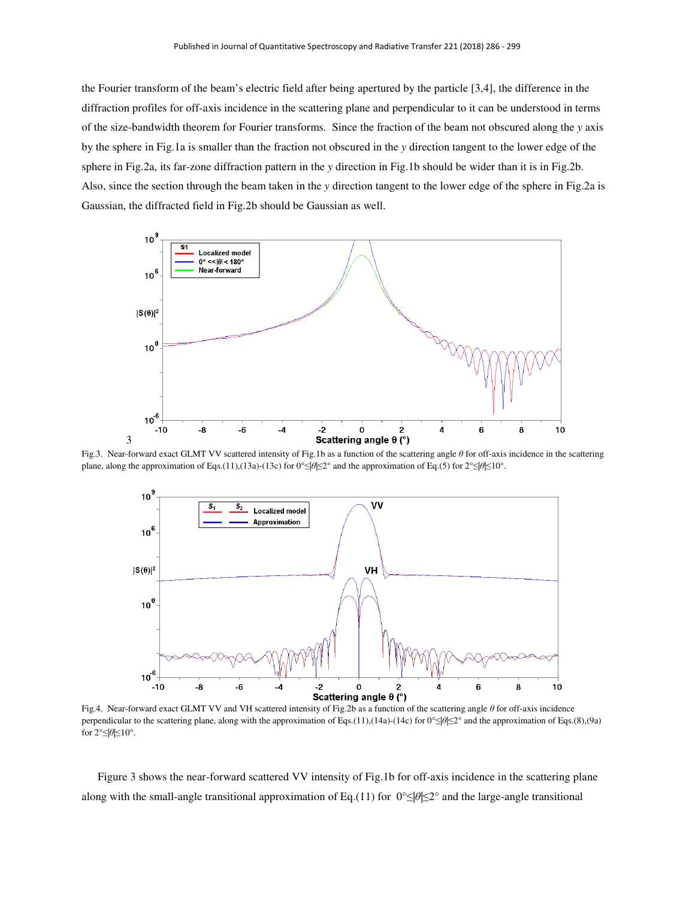the Fourier transform of the beam's electric field after being apertured by the particle [3,4], the difference in the diffraction profiles for off-axis incidence in the scattering plane and perpendicular to it can be understood in terms of the size-bandwidth theorem for Fourier transforms. Since the fraction of the beam not obscured along the $y$ axis by the sphere in Fig.1a is smaller than the fraction not obscured in the $y$ direction tangent to the lower edge of the sphere in Fig.2a, its far-zone diffraction pattern in the $y$ direction in Fig.1b should be wider than it is in Fig.2b. Also, since the section through the beam taken in the $y$ direction tangent to the lower edge of the sphere in Fig.2a is Gaussian, the diffracted field in Fig.2b should be Gaussian as well.

Fig.3. Near-forward exact GLMT VV scattered intensity of Fig.1b as a function of the scattering angle $\theta$ for off-axis incidence in the scattering plane, along the approximation of Eqs.(11),(13a)-(13c) for $0°\leq|\theta|\leq 2°$ and the approximation of Eq.(5) for $2°\leq|\theta|\leq 10°$.

Fig.4. Near-forward exact GLMT VV and VH scattered intensity of Fig.2b as a function of the scattering angle $\theta$ for off-axis incidence perpendicular to the scattering plane, along with the approximation of Eqs.(11),(14a)-(14c) for $0°\leq|\theta|\leq 2°$ and the approximation of Eqs.(8),(9a) for $2°\leq|\theta|\leq 10°$.

Figure 3 shows the near-forward scattered VV intensity of Fig.1b for off-axis incidence in the scattering plane along with the small-angle transitional approximation of Eq.(11) for $0°\leq|\theta|\leq 2°$ and the large-angle transitional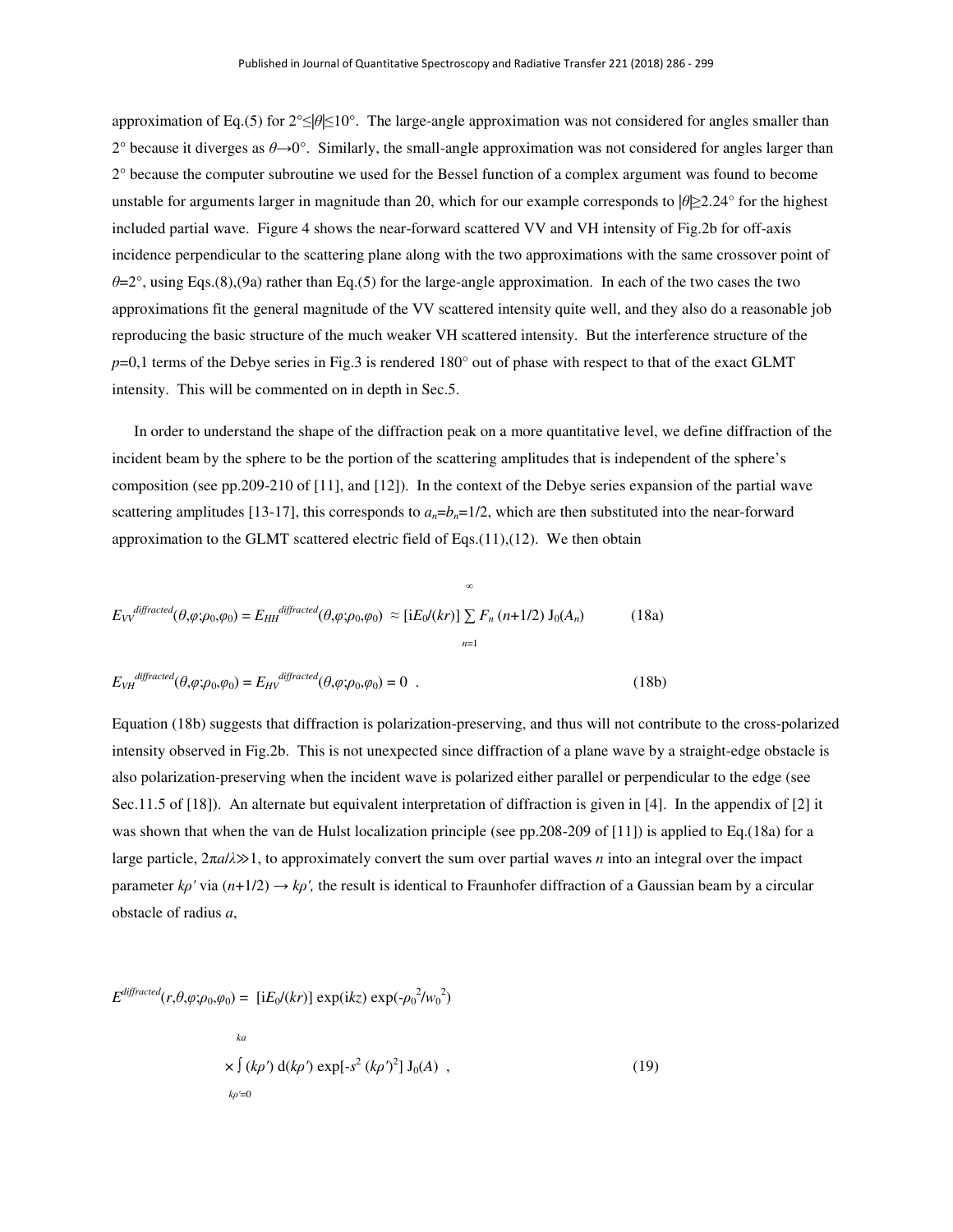approximation of Eq.(5) for $2° \leq |\theta| \leq 10°$. The large-angle approximation was not considered for angles smaller than 2° because it diverges as $\theta \to 0°$. Similarly, the small-angle approximation was not considered for angles larger than 2° because the computer subroutine we used for the Bessel function of a complex argument was found to become unstable for arguments larger in magnitude than 20, which for our example corresponds to $|\theta| \gtrsim 2.24°$ for the highest included partial wave. Figure 4 shows the near-forward scattered VV and VH intensity of Fig.2b for off-axis incidence perpendicular to the scattering plane along with the two approximations with the same crossover point of $\theta = 2°$, using Eqs.(8),(9a) rather than Eq.(5) for the large-angle approximation. In each of the two cases the two approximations fit the general magnitude of the VV scattered intensity quite well, and they also do a reasonable job reproducing the basic structure of the much weaker VH scattered intensity. But the interference structure of the $p$=0,1 terms of the Debye series in Fig.3 is rendered 180° out of phase with respect to that of the exact GLMT intensity. This will be commented on in depth in Sec.5.

In order to understand the shape of the diffraction peak on a more quantitative level, we define diffraction of the incident beam by the sphere to be the portion of the scattering amplitudes that is independent of the sphere's composition (see pp.209-210 of [11], and [12]). In the context of the Debye series expansion of the partial wave scattering amplitudes [13-17], this corresponds to $a_n = b_n = 1/2$, which are then substituted into the near-forward approximation to the GLMT scattered electric field of Eqs.(11),(12). We then obtain

$$E_{VV}^{diffracted}(\theta,\varphi;\rho_0,\varphi_0) = E_{HH}^{diffracted}(\theta,\varphi;\rho_0,\varphi_0) \approx [\mathrm{i}E_0/(kr)] \sum_{n=1}^{\infty} F_n\,(n+1/2)\,\mathrm{J}_0(A_n) \tag{18a}$$

$$E_{VH}^{diffracted}(\theta,\varphi;\rho_0,\varphi_0) = E_{HV}^{diffracted}(\theta,\varphi;\rho_0,\varphi_0) = 0 \ . \tag{18b}$$

Equation (18b) suggests that diffraction is polarization-preserving, and thus will not contribute to the cross-polarized intensity observed in Fig.2b. This is not unexpected since diffraction of a plane wave by a straight-edge obstacle is also polarization-preserving when the incident wave is polarized either parallel or perpendicular to the edge (see Sec.11.5 of [18]). An alternate but equivalent interpretation of diffraction is given in [4]. In the appendix of [2] it was shown that when the van de Hulst localization principle (see pp.208-209 of [11]) is applied to Eq.(18a) for a large particle, $2\pi a/\lambda \gg 1$, to approximately convert the sum over partial waves $n$ into an integral over the impact parameter $k\rho'$ via $(n+1/2) \to k\rho'$, the result is identical to Fraunhofer diffraction of a Gaussian beam by a circular obstacle of radius $a$,

$$E^{diffracted}(r,\theta,\varphi;\rho_0,\varphi_0) = [\mathrm{i}E_0/(kr)]\exp(\mathrm{i}kz)\exp(-\rho_0^{\,2}/w_0^{\,2})$$

$$\times \int_{k\rho'=0}^{ka} (k\rho')\,\mathrm{d}(k\rho')\exp[-s^2\,(k\rho')^2]\,\mathrm{J}_0(A) \ , \tag{19}$$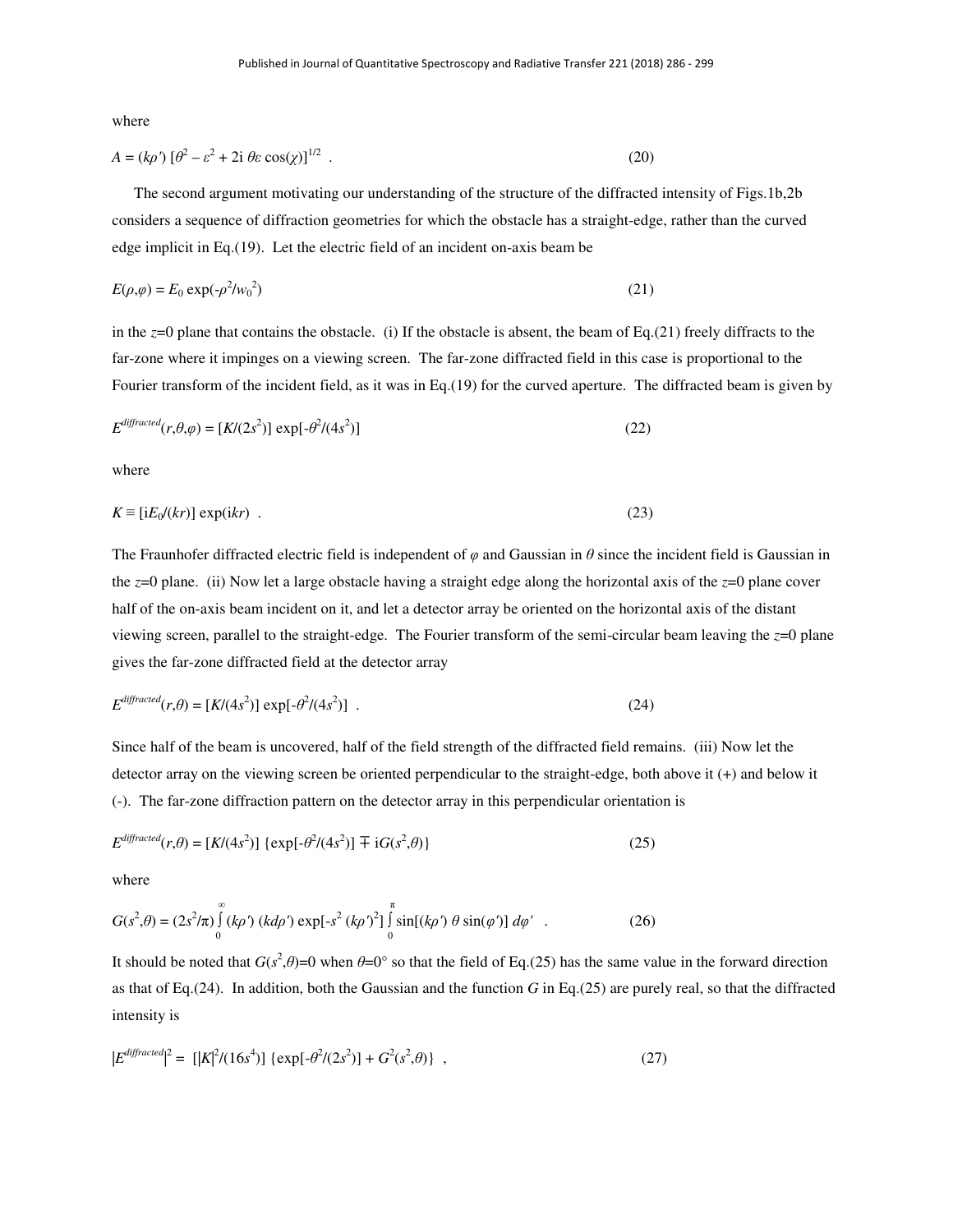where

$$A = (k\rho')\,[\theta^2 - \varepsilon^2 + 2\mathrm{i}\,\theta\varepsilon\cos(\chi)]^{1/2} \quad . \tag{20}$$

The second argument motivating our understanding of the structure of the diffracted intensity of Figs.1b,2b considers a sequence of diffraction geometries for which the obstacle has a straight-edge, rather than the curved edge implicit in Eq.(19). Let the electric field of an incident on-axis beam be

$$E(\rho,\varphi) = E_0 \exp(-\rho^2/w_0^2) \tag{21}$$

in the $z$=0 plane that contains the obstacle. (i) If the obstacle is absent, the beam of Eq.(21) freely diffracts to the far-zone where it impinges on a viewing screen. The far-zone diffracted field in this case is proportional to the Fourier transform of the incident field, as it was in Eq.(19) for the curved aperture. The diffracted beam is given by

$$E^{diffracted}(r,\theta,\varphi) = [K/(2s^2)]\exp[-\theta^2/(4s^2)] \tag{22}$$

where

$$K \equiv [\mathrm{i}E_0/(kr)]\exp(\mathrm{i}kr) \quad . \tag{23}$$

The Fraunhofer diffracted electric field is independent of $\varphi$ and Gaussian in $\theta$ since the incident field is Gaussian in the $z$=0 plane. (ii) Now let a large obstacle having a straight edge along the horizontal axis of the $z$=0 plane cover half of the on-axis beam incident on it, and let a detector array be oriented on the horizontal axis of the distant viewing screen, parallel to the straight-edge. The Fourier transform of the semi-circular beam leaving the $z$=0 plane gives the far-zone diffracted field at the detector array

$$E^{diffracted}(r,\theta) = [K/(4s^2)]\exp[-\theta^2/(4s^2)] \quad . \tag{24}$$

Since half of the beam is uncovered, half of the field strength of the diffracted field remains. (iii) Now let the detector array on the viewing screen be oriented perpendicular to the straight-edge, both above it (+) and below it (-). The far-zone diffraction pattern on the detector array in this perpendicular orientation is

$$E^{diffracted}(r,\theta) = [K/(4s^2)]\,\{\exp[-\theta^2/(4s^2)] \mp \mathrm{i}G(s^2,\theta)\} \tag{25}$$

where

$$G(s^2,\theta) = (2s^2/\pi)\int_0^\infty (k\rho')\,(kd\rho')\exp[-s^2(k\rho')^2]\int_0^\pi \sin[(k\rho')\,\theta\sin(\varphi')]\,d\varphi' \quad . \tag{26}$$

It should be noted that $G(s^2,\theta)$=0 when $\theta$=0° so that the field of Eq.(25) has the same value in the forward direction as that of Eq.(24). In addition, both the Gaussian and the function $G$ in Eq.(25) are purely real, so that the diffracted intensity is

$$|E^{diffracted}|^2 = [|K|^2/(16s^4)]\,\{\exp[-\theta^2/(2s^2)] + G^2(s^2,\theta)\} \quad , \tag{27}$$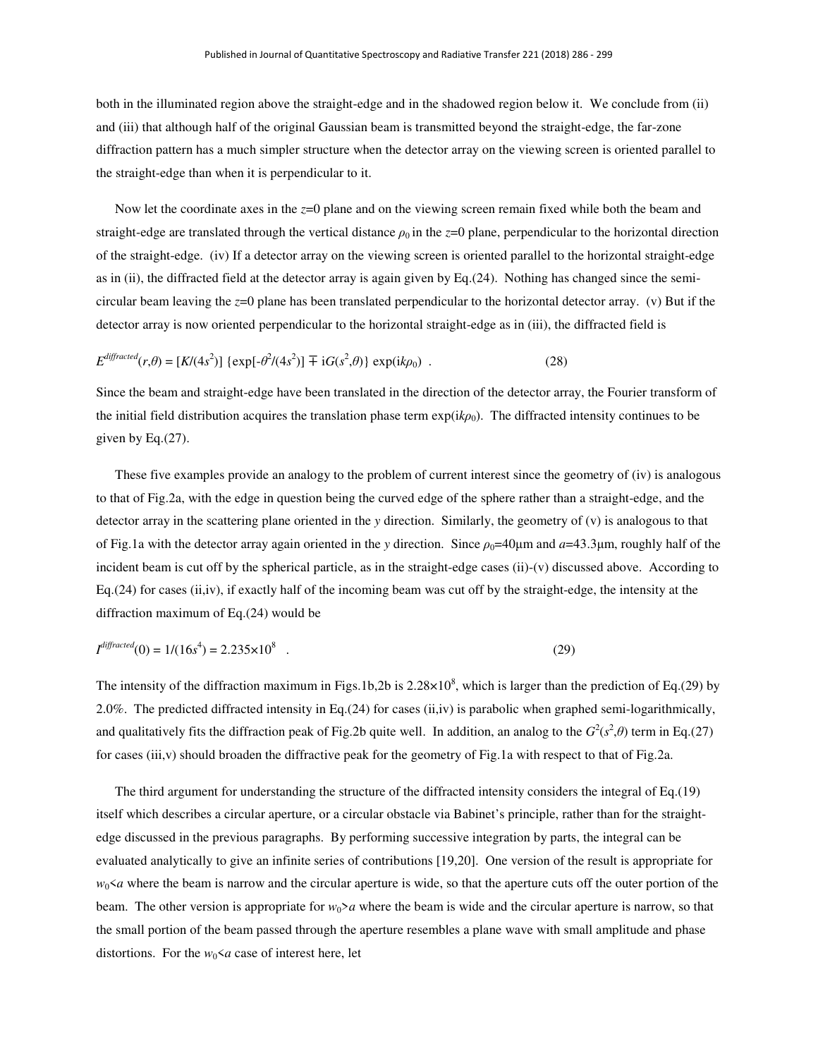both in the illuminated region above the straight-edge and in the shadowed region below it. We conclude from (ii) and (iii) that although half of the original Gaussian beam is transmitted beyond the straight-edge, the far-zone diffraction pattern has a much simpler structure when the detector array on the viewing screen is oriented parallel to the straight-edge than when it is perpendicular to it.

Now let the coordinate axes in the $z$=0 plane and on the viewing screen remain fixed while both the beam and straight-edge are translated through the vertical distance $\rho_0$ in the $z$=0 plane, perpendicular to the horizontal direction of the straight-edge. (iv) If a detector array on the viewing screen is oriented parallel to the horizontal straight-edge as in (ii), the diffracted field at the detector array is again given by Eq.(24). Nothing has changed since the semi-circular beam leaving the $z$=0 plane has been translated perpendicular to the horizontal detector array. (v) But if the detector array is now oriented perpendicular to the horizontal straight-edge as in (iii), the diffracted field is

$$E^{diffracted}(r,\theta) = [K/(4s^2)] \{\exp[-\theta^2/(4s^2)] \mp iG(s^2,\theta)\} \exp(ik\rho_0) \ . \tag{28}$$

Since the beam and straight-edge have been translated in the direction of the detector array, the Fourier transform of the initial field distribution acquires the translation phase term $\exp(ik\rho_0)$. The diffracted intensity continues to be given by Eq.(27).

These five examples provide an analogy to the problem of current interest since the geometry of (iv) is analogous to that of Fig.2a, with the edge in question being the curved edge of the sphere rather than a straight-edge, and the detector array in the scattering plane oriented in the $y$ direction. Similarly, the geometry of (v) is analogous to that of Fig.1a with the detector array again oriented in the $y$ direction. Since $\rho_0$=40μm and $a$=43.3μm, roughly half of the incident beam is cut off by the spherical particle, as in the straight-edge cases (ii)-(v) discussed above. According to Eq.(24) for cases (ii,iv), if exactly half of the incoming beam was cut off by the straight-edge, the intensity at the diffraction maximum of Eq.(24) would be

$$I^{diffracted}(0) = 1/(16s^4) = 2.235\times10^8 \ . \tag{29}$$

The intensity of the diffraction maximum in Figs.1b,2b is $2.28\times10^8$, which is larger than the prediction of Eq.(29) by 2.0%. The predicted diffracted intensity in Eq.(24) for cases (ii,iv) is parabolic when graphed semi-logarithmically, and qualitatively fits the diffraction peak of Fig.2b quite well. In addition, an analog to the $G^2(s^2,\theta)$ term in Eq.(27) for cases (iii,v) should broaden the diffractive peak for the geometry of Fig.1a with respect to that of Fig.2a.

The third argument for understanding the structure of the diffracted intensity considers the integral of Eq.(19) itself which describes a circular aperture, or a circular obstacle via Babinet's principle, rather than for the straight-edge discussed in the previous paragraphs. By performing successive integration by parts, the integral can be evaluated analytically to give an infinite series of contributions [19,20]. One version of the result is appropriate for $w_0<a$ where the beam is narrow and the circular aperture is wide, so that the aperture cuts off the outer portion of the beam. The other version is appropriate for $w_0>a$ where the beam is wide and the circular aperture is narrow, so that the small portion of the beam passed through the aperture resembles a plane wave with small amplitude and phase distortions. For the $w_0<a$ case of interest here, let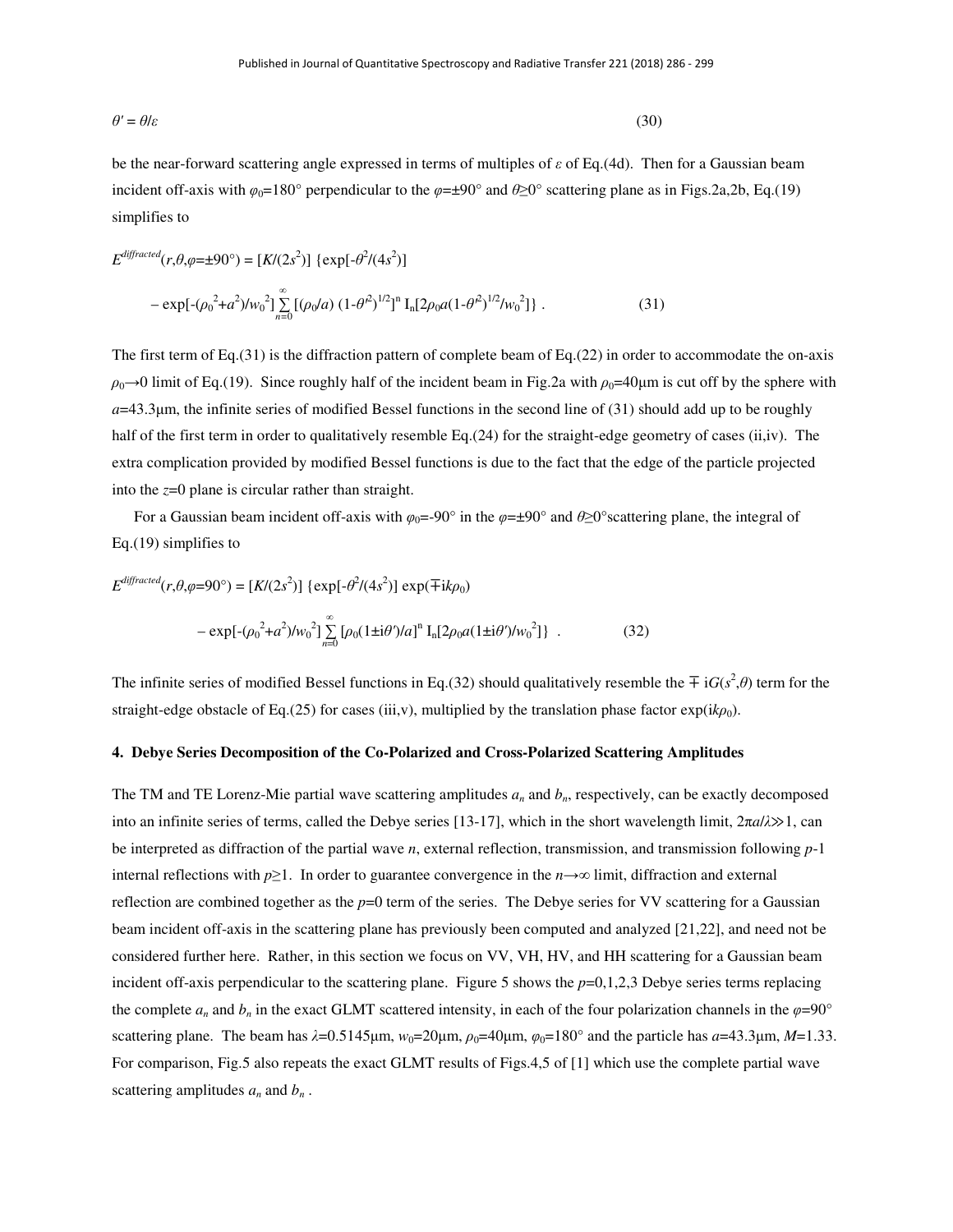$$\theta' = \theta/\varepsilon \tag{30}$$

be the near-forward scattering angle expressed in terms of multiples of $\varepsilon$ of Eq.(4d). Then for a Gaussian beam incident off-axis with $\varphi_0$=180° perpendicular to the $\varphi$=±90° and $\theta$≥0° scattering plane as in Figs.2a,2b, Eq.(19) simplifies to

$$E^{diffracted}(r,\theta,\varphi=\pm 90°) = [K/(2s^2)]\ \{\exp[-\theta^2/(4s^2)]$$

$$-\exp[-(\rho_0^{\,2}+a^2)/w_0^{\,2}] \sum_{n=0}^{\infty} [(\rho_0/a)\ (1-\theta'^2)^{1/2}]^n\ \mathrm{I}_n[2\rho_0 a(1-\theta'^2)^{1/2}/w_0^{\,2}]\}\ . \tag{31}$$

The first term of Eq.(31) is the diffraction pattern of complete beam of Eq.(22) in order to accommodate the on-axis $\rho_0 \to 0$ limit of Eq.(19). Since roughly half of the incident beam in Fig.2a with $\rho_0$=40μm is cut off by the sphere with $a$=43.3μm, the infinite series of modified Bessel functions in the second line of (31) should add up to be roughly half of the first term in order to qualitatively resemble Eq.(24) for the straight-edge geometry of cases (ii,iv). The extra complication provided by modified Bessel functions is due to the fact that the edge of the particle projected into the $z$=0 plane is circular rather than straight.

For a Gaussian beam incident off-axis with $\varphi_0$=-90° in the $\varphi$=±90° and $\theta$≥0°scattering plane, the integral of Eq.(19) simplifies to

$$E^{diffracted}(r,\theta,\varphi=90°) = [K/(2s^2)]\ \{\exp[-\theta^2/(4s^2)]\ \exp(\mp ik\rho_0)$$

$$-\exp[-(\rho_0^{\,2}+a^2)/w_0^{\,2}] \sum_{n=0}^{\infty} [\rho_0(1\pm i\theta')/a]^n\ \mathrm{I}_n[2\rho_0 a(1\pm i\theta')/w_0^{\,2}]\}\ . \tag{32}$$

The infinite series of modified Bessel functions in Eq.(32) should qualitatively resemble the $\mp\, iG(s^2,\theta)$ term for the straight-edge obstacle of Eq.(25) for cases (iii,v), multiplied by the translation phase factor $\exp(ik\rho_0)$.

## 4. Debye Series Decomposition of the Co-Polarized and Cross-Polarized Scattering Amplitudes

The TM and TE Lorenz-Mie partial wave scattering amplitudes $a_n$ and $b_n$, respectively, can be exactly decomposed into an infinite series of terms, called the Debye series [13-17], which in the short wavelength limit, $2\pi a/\lambda \gg 1$, can be interpreted as diffraction of the partial wave $n$, external reflection, transmission, and transmission following $p$-1 internal reflections with $p$≥1. In order to guarantee convergence in the $n\to\infty$ limit, diffraction and external reflection are combined together as the $p$=0 term of the series. The Debye series for VV scattering for a Gaussian beam incident off-axis in the scattering plane has previously been computed and analyzed [21,22], and need not be considered further here. Rather, in this section we focus on VV, VH, HV, and HH scattering for a Gaussian beam incident off-axis perpendicular to the scattering plane. Figure 5 shows the $p$=0,1,2,3 Debye series terms replacing the complete $a_n$ and $b_n$ in the exact GLMT scattered intensity, in each of the four polarization channels in the $\varphi$=90° scattering plane. The beam has $\lambda$=0.5145μm, $w_0$=20μm, $\rho_0$=40μm, $\varphi_0$=180° and the particle has $a$=43.3μm, $M$=1.33. For comparison, Fig.5 also repeats the exact GLMT results of Figs.4,5 of [1] which use the complete partial wave scattering amplitudes $a_n$ and $b_n$ .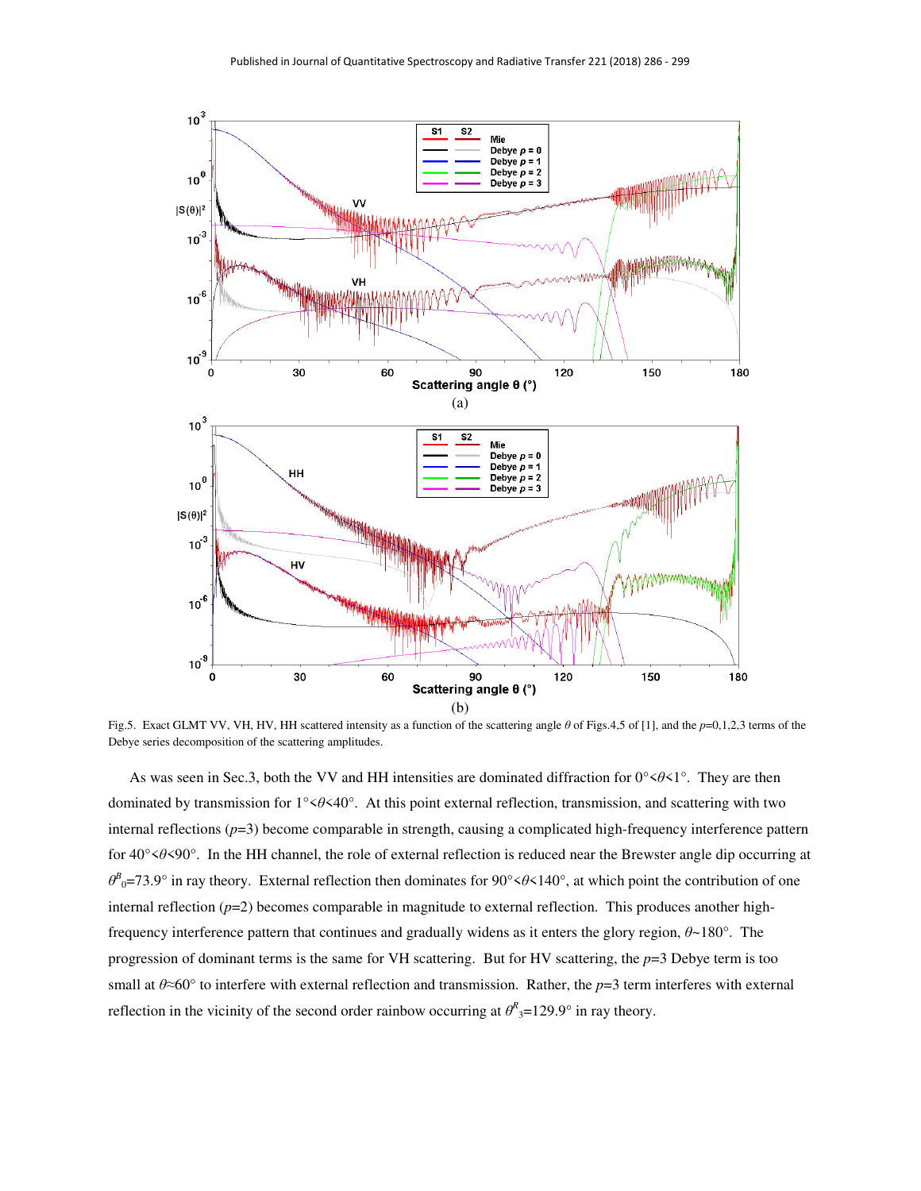(a)

(b)

Fig.5. Exact GLMT VV, VH, HV, HH scattered intensity as a function of the scattering angle $\theta$ of Figs.4,5 of [1], and the $p$=0,1,2,3 terms of the Debye series decomposition of the scattering amplitudes.

As was seen in Sec.3, both the VV and HH intensities are dominated diffraction for $0° < \theta < 1°$. They are then dominated by transmission for $1° < \theta < 40°$. At this point external reflection, transmission, and scattering with two internal reflections ($p$=3) become comparable in strength, causing a complicated high-frequency interference pattern for $40° < \theta < 90°$. In the HH channel, the role of external reflection is reduced near the Brewster angle dip occurring at $\theta^B_0$=73.9° in ray theory. External reflection then dominates for $90° < \theta < 140°$, at which point the contribution of one internal reflection ($p$=2) becomes comparable in magnitude to external reflection. This produces another high-frequency interference pattern that continues and gradually widens as it enters the glory region, $\theta$~180°. The progression of dominant terms is the same for VH scattering. But for HV scattering, the $p$=3 Debye term is too small at $\theta \approx 60°$ to interfere with external reflection and transmission. Rather, the $p$=3 term interferes with external reflection in the vicinity of the second order rainbow occurring at $\theta^R_3$=129.9° in ray theory.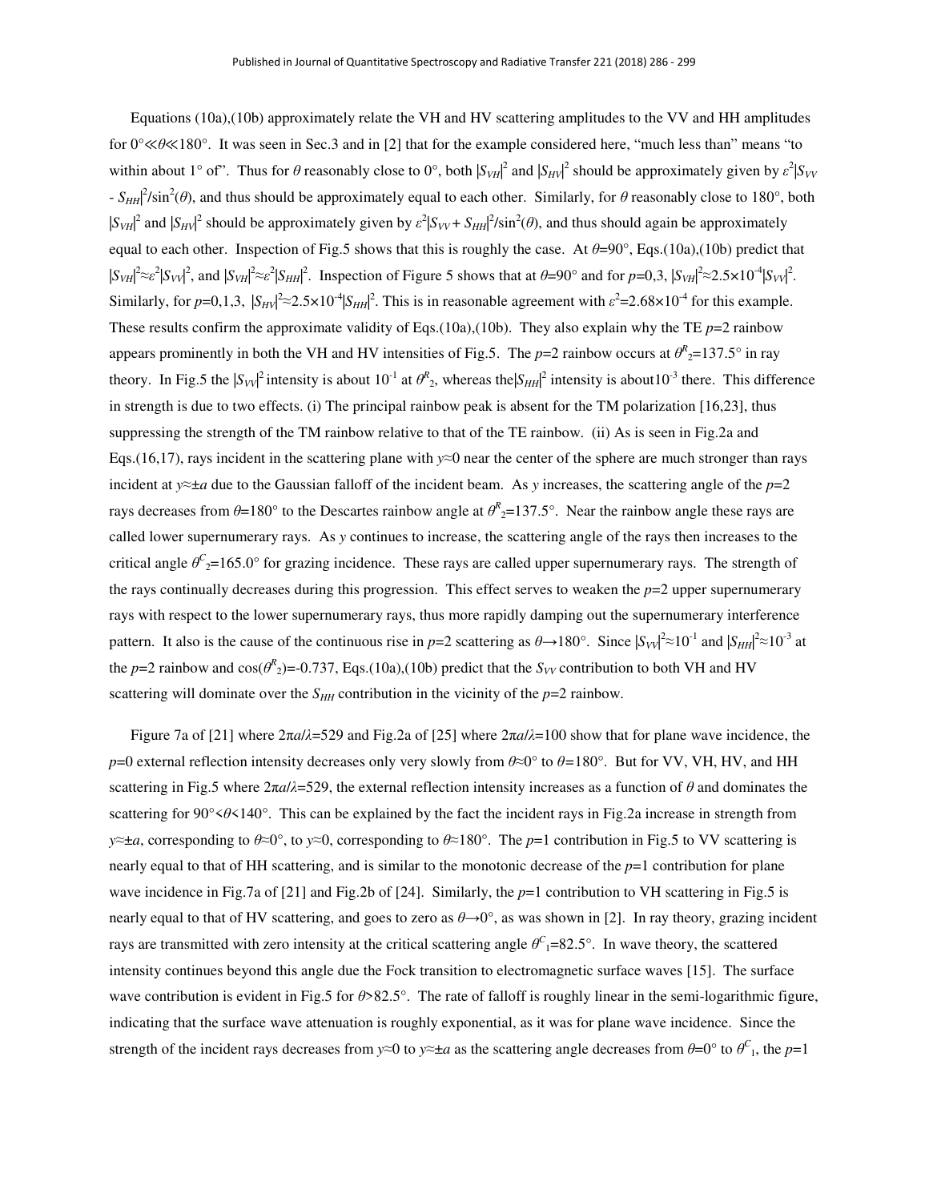Equations (10a),(10b) approximately relate the VH and HV scattering amplitudes to the VV and HH amplitudes for $0° \ll \theta \ll 180°$. It was seen in Sec.3 and in [2] that for the example considered here, "much less than" means "to within about 1° of". Thus for $\theta$ reasonably close to 0°, both $|S_{VH}|^2$ and $|S_{HV}|^2$ should be approximately given by $\varepsilon^2|S_{VV} - S_{HH}|^2/\sin^2(\theta)$, and thus should be approximately equal to each other. Similarly, for $\theta$ reasonably close to 180°, both $|S_{VH}|^2$ and $|S_{HV}|^2$ should be approximately given by $\varepsilon^2|S_{VV} + S_{HH}|^2/\sin^2(\theta)$, and thus should again be approximately equal to each other. Inspection of Fig.5 shows that this is roughly the case. At $\theta$=90°, Eqs.(10a),(10b) predict that $|S_{VH}|^2 \approx \varepsilon^2|S_{VV}|^2$, and $|S_{VH}|^2 \approx \varepsilon^2|S_{HH}|^2$. Inspection of Figure 5 shows that at $\theta$=90° and for $p$=0,3, $|S_{VH}|^2 \approx 2.5\times10^{-4}|S_{VV}|^2$. Similarly, for $p$=0,1,3, $|S_{HV}|^2 \approx 2.5\times10^{-4}|S_{HH}|^2$. This is in reasonable agreement with $\varepsilon^2 = 2.68\times10^{-4}$ for this example. These results confirm the approximate validity of Eqs.(10a),(10b). They also explain why the TE $p$=2 rainbow appears prominently in both the VH and HV intensities of Fig.5. The $p$=2 rainbow occurs at $\theta^R_2$=137.5° in ray theory. In Fig.5 the $|S_{VV}|^2$ intensity is about $10^{-1}$ at $\theta^R_2$, whereas the $|S_{HH}|^2$ intensity is about $10^{-3}$ there. This difference in strength is due to two effects. (i) The principal rainbow peak is absent for the TM polarization [16,23], thus suppressing the strength of the TM rainbow relative to that of the TE rainbow. (ii) As is seen in Fig.2a and Eqs.(16,17), rays incident in the scattering plane with $y\approx0$ near the center of the sphere are much stronger than rays incident at $y\approx\pm a$ due to the Gaussian falloff of the incident beam. As $y$ increases, the scattering angle of the $p$=2 rays decreases from $\theta$=180° to the Descartes rainbow angle at $\theta^R_2$=137.5°. Near the rainbow angle these rays are called lower supernumerary rays. As $y$ continues to increase, the scattering angle of the rays then increases to the critical angle $\theta^C_2$=165.0° for grazing incidence. These rays are called upper supernumerary rays. The strength of the rays continually decreases during this progression. This effect serves to weaken the $p$=2 upper supernumerary rays with respect to the lower supernumerary rays, thus more rapidly damping out the supernumerary interference pattern. It also is the cause of the continuous rise in $p$=2 scattering as $\theta\rightarrow180°$. Since $|S_{VV}|^2 \approx 10^{-1}$ and $|S_{HH}|^2 \approx 10^{-3}$ at the $p$=2 rainbow and $\cos(\theta^R_2)$=-0.737, Eqs.(10a),(10b) predict that the $S_{VV}$ contribution to both VH and HV scattering will dominate over the $S_{HH}$ contribution in the vicinity of the $p$=2 rainbow.

Figure 7a of [21] where $2\pi a/\lambda$=529 and Fig.2a of [25] where $2\pi a/\lambda$=100 show that for plane wave incidence, the $p$=0 external reflection intensity decreases only very slowly from $\theta\approx0°$ to $\theta$=180°. But for VV, VH, HV, and HH scattering in Fig.5 where $2\pi a/\lambda$=529, the external reflection intensity increases as a function of $\theta$ and dominates the scattering for $90°<\theta<140°$. This can be explained by the fact the incident rays in Fig.2a increase in strength from $y\approx\pm a$, corresponding to $\theta\approx0°$, to $y\approx0$, corresponding to $\theta\approx180°$. The $p$=1 contribution in Fig.5 to VV scattering is nearly equal to that of HH scattering, and is similar to the monotonic decrease of the $p$=1 contribution for plane wave incidence in Fig.7a of [21] and Fig.2b of [24]. Similarly, the $p$=1 contribution to VH scattering in Fig.5 is nearly equal to that of HV scattering, and goes to zero as $\theta\rightarrow0°$, as was shown in [2]. In ray theory, grazing incident rays are transmitted with zero intensity at the critical scattering angle $\theta^C_1$=82.5°. In wave theory, the scattered intensity continues beyond this angle due the Fock transition to electromagnetic surface waves [15]. The surface wave contribution is evident in Fig.5 for $\theta$>82.5°. The rate of falloff is roughly linear in the semi-logarithmic figure, indicating that the surface wave attenuation is roughly exponential, as it was for plane wave incidence. Since the strength of the incident rays decreases from $y\approx0$ to $y\approx\pm a$ as the scattering angle decreases from $\theta$=0° to $\theta^C_1$, the $p$=1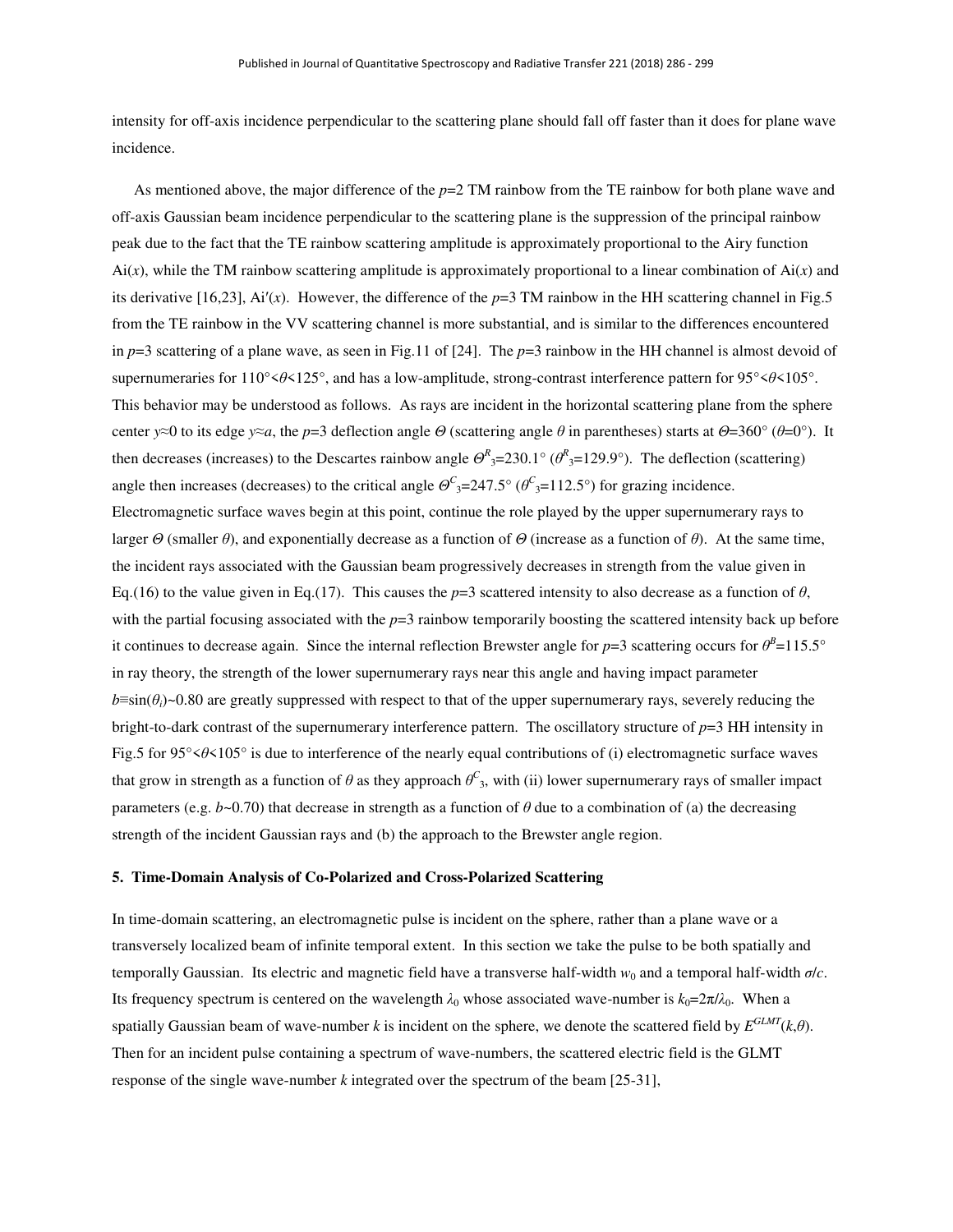intensity for off-axis incidence perpendicular to the scattering plane should fall off faster than it does for plane wave incidence.

As mentioned above, the major difference of the $p$=2 TM rainbow from the TE rainbow for both plane wave and off-axis Gaussian beam incidence perpendicular to the scattering plane is the suppression of the principal rainbow peak due to the fact that the TE rainbow scattering amplitude is approximately proportional to the Airy function Ai($x$), while the TM rainbow scattering amplitude is approximately proportional to a linear combination of Ai($x$) and its derivative [16,23], Ai′($x$). However, the difference of the $p$=3 TM rainbow in the HH scattering channel in Fig.5 from the TE rainbow in the VV scattering channel is more substantial, and is similar to the differences encountered in $p$=3 scattering of a plane wave, as seen in Fig.11 of [24]. The $p$=3 rainbow in the HH channel is almost devoid of supernumeraries for $110° < \theta < 125°$, and has a low-amplitude, strong-contrast interference pattern for $95° < \theta < 105°$. This behavior may be understood as follows. As rays are incident in the horizontal scattering plane from the sphere center $y \approx 0$ to its edge $y \approx a$, the $p$=3 deflection angle $\Theta$ (scattering angle $\theta$ in parentheses) starts at $\Theta$=360° ($\theta$=0°). It then decreases (increases) to the Descartes rainbow angle $\Theta^R_3$=230.1° ($\theta^R_3$=129.9°). The deflection (scattering) angle then increases (decreases) to the critical angle $\Theta^C_3$=247.5° ($\theta^C_3$=112.5°) for grazing incidence. Electromagnetic surface waves begin at this point, continue the role played by the upper supernumerary rays to larger $\Theta$ (smaller $\theta$), and exponentially decrease as a function of $\Theta$ (increase as a function of $\theta$). At the same time, the incident rays associated with the Gaussian beam progressively decreases in strength from the value given in Eq.(16) to the value given in Eq.(17). This causes the $p$=3 scattered intensity to also decrease as a function of $\theta$, with the partial focusing associated with the $p$=3 rainbow temporarily boosting the scattered intensity back up before it continues to decrease again. Since the internal reflection Brewster angle for $p$=3 scattering occurs for $\theta^B$=115.5° in ray theory, the strength of the lower supernumerary rays near this angle and having impact parameter $b \equiv \sin(\theta_i) \sim 0.80$ are greatly suppressed with respect to that of the upper supernumerary rays, severely reducing the bright-to-dark contrast of the supernumerary interference pattern. The oscillatory structure of $p$=3 HH intensity in Fig.5 for $95° < \theta < 105°$ is due to interference of the nearly equal contributions of (i) electromagnetic surface waves that grow in strength as a function of $\theta$ as they approach $\theta^C_3$, with (ii) lower supernumerary rays of smaller impact parameters (e.g. $b \sim 0.70$) that decrease in strength as a function of $\theta$ due to a combination of (a) the decreasing strength of the incident Gaussian rays and (b) the approach to the Brewster angle region.

## 5. Time-Domain Analysis of Co-Polarized and Cross-Polarized Scattering

In time-domain scattering, an electromagnetic pulse is incident on the sphere, rather than a plane wave or a transversely localized beam of infinite temporal extent. In this section we take the pulse to be both spatially and temporally Gaussian. Its electric and magnetic field have a transverse half-width $w_0$ and a temporal half-width $\sigma/c$. Its frequency spectrum is centered on the wavelength $\lambda_0$ whose associated wave-number is $k_0 = 2\pi/\lambda_0$. When a spatially Gaussian beam of wave-number $k$ is incident on the sphere, we denote the scattered field by $E^{GLMT}(k,\theta)$. Then for an incident pulse containing a spectrum of wave-numbers, the scattered electric field is the GLMT response of the single wave-number $k$ integrated over the spectrum of the beam [25-31],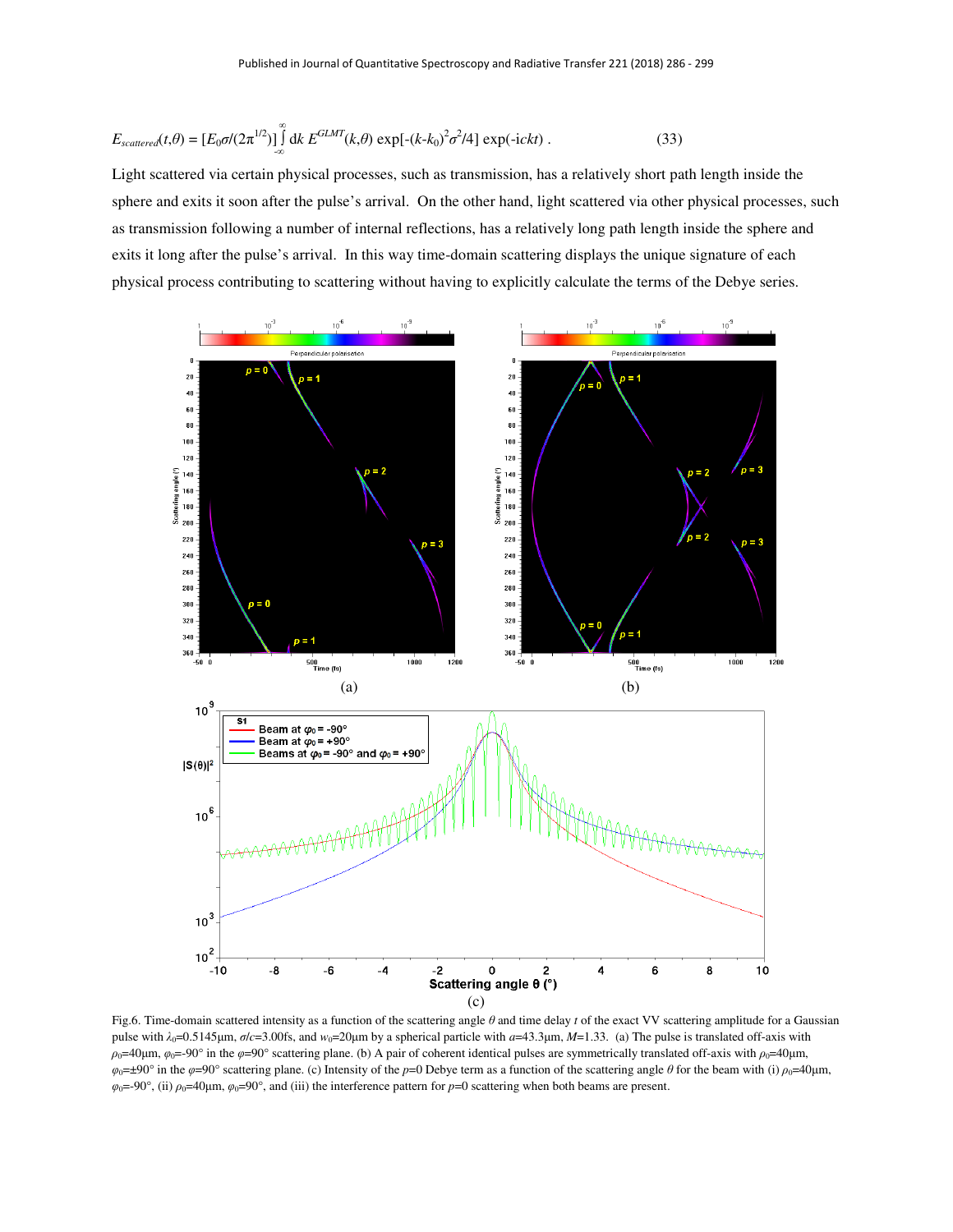$$E_{scattered}(t,\theta) = [E_0\sigma/(2\pi^{1/2})] \int_{-\infty}^{\infty} dk\, E^{GLMT}(k,\theta) \exp[-(k-k_0)^2\sigma^2/4] \exp(-ickt) \, . \tag{33}$$

Light scattered via certain physical processes, such as transmission, has a relatively short path length inside the sphere and exits it soon after the pulse's arrival. On the other hand, light scattered via other physical processes, such as transmission following a number of internal reflections, has a relatively long path length inside the sphere and exits it long after the pulse's arrival. In this way time-domain scattering displays the unique signature of each physical process contributing to scattering without having to explicitly calculate the terms of the Debye series.

Fig.6. Time-domain scattered intensity as a function of the scattering angle $\theta$ and time delay $t$ of the exact VV scattering amplitude for a Gaussian pulse with $\lambda_0$=0.5145μm, $\sigma/c$=3.00fs, and $w_0$=20μm by a spherical particle with $a$=43.3μm, $M$=1.33. (a) The pulse is translated off-axis with $\rho_0$=40μm, $\varphi_0$=-90° in the $\varphi$=90° scattering plane. (b) A pair of coherent identical pulses are symmetrically translated off-axis with $\rho_0$=40μm, $\varphi_0$=±90° in the $\varphi$=90° scattering plane. (c) Intensity of the $p$=0 Debye term as a function of the scattering angle $\theta$ for the beam with (i) $\rho_0$=40μm, $\varphi_0$=-90°, (ii) $\rho_0$=40μm, $\varphi_0$=90°, and (iii) the interference pattern for $p$=0 scattering when both beams are present.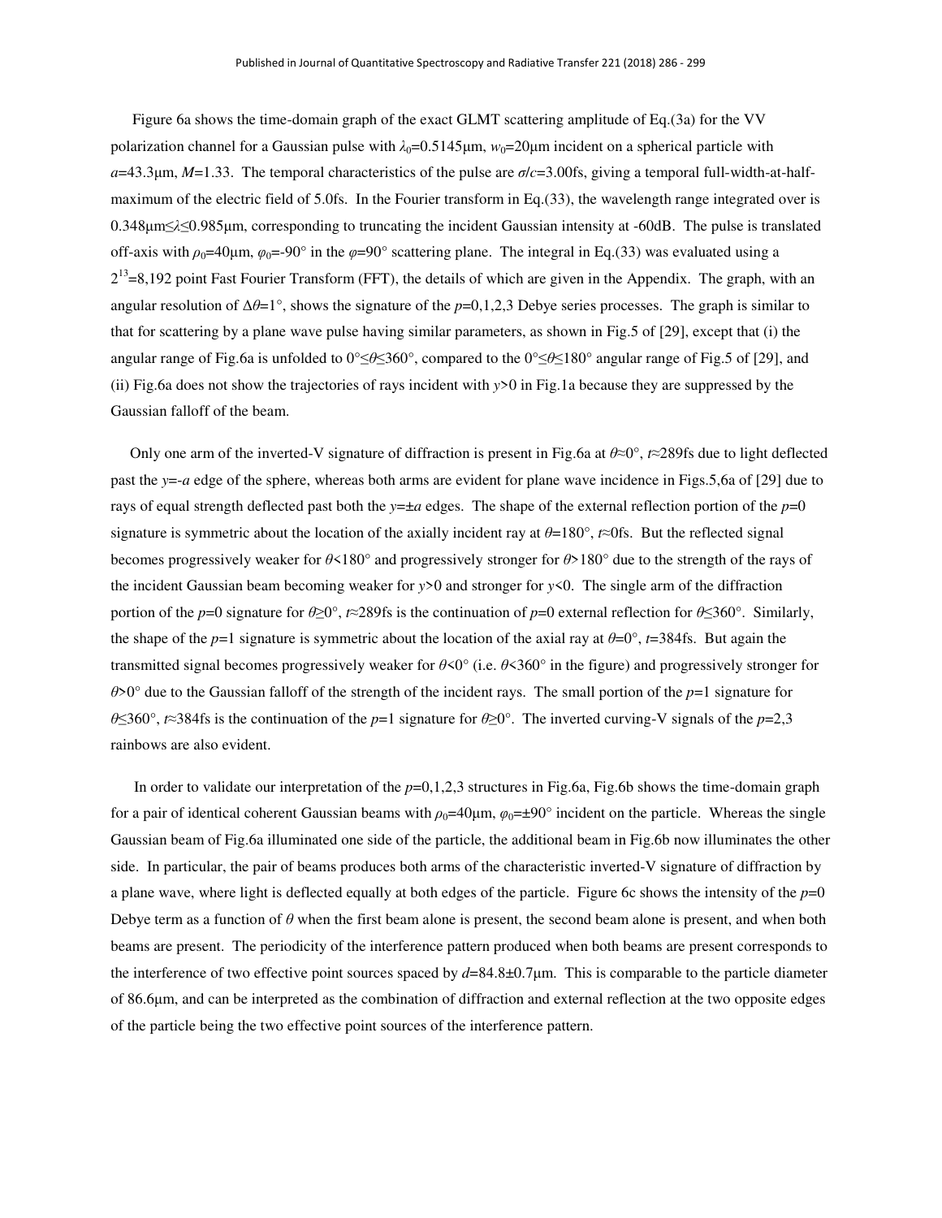Figure 6a shows the time-domain graph of the exact GLMT scattering amplitude of Eq.(3a) for the VV polarization channel for a Gaussian pulse with $\lambda_0$=0.5145μm, $w_0$=20μm incident on a spherical particle with $a$=43.3μm, $M$=1.33. The temporal characteristics of the pulse are $\sigma/c$=3.00fs, giving a temporal full-width-at-half-maximum of the electric field of 5.0fs. In the Fourier transform in Eq.(33), the wavelength range integrated over is 0.348μm≤$\lambda$≤0.985μm, corresponding to truncating the incident Gaussian intensity at -60dB. The pulse is translated off-axis with $\rho_0$=40μm, $\varphi_0$=-90° in the $\varphi$=90° scattering plane. The integral in Eq.(33) was evaluated using a $2^{13}$=8,192 point Fast Fourier Transform (FFT), the details of which are given in the Appendix. The graph, with an angular resolution of $\Delta\theta$=1°, shows the signature of the $p$=0,1,2,3 Debye series processes. The graph is similar to that for scattering by a plane wave pulse having similar parameters, as shown in Fig.5 of [29], except that (i) the angular range of Fig.6a is unfolded to 0°≤$\theta$≤360°, compared to the 0°≤$\theta$≤180° angular range of Fig.5 of [29], and (ii) Fig.6a does not show the trajectories of rays incident with $y$>0 in Fig.1a because they are suppressed by the Gaussian falloff of the beam.

Only one arm of the inverted-V signature of diffraction is present in Fig.6a at $\theta$≈0°, $t$≈289fs due to light deflected past the $y$=-$a$ edge of the sphere, whereas both arms are evident for plane wave incidence in Figs.5,6a of [29] due to rays of equal strength deflected past both the $y$=±$a$ edges. The shape of the external reflection portion of the $p$=0 signature is symmetric about the location of the axially incident ray at $\theta$=180°, $t$≈0fs. But the reflected signal becomes progressively weaker for $\theta$<180° and progressively stronger for $\theta$>180° due to the strength of the rays of the incident Gaussian beam becoming weaker for $y$>0 and stronger for $y$<0. The single arm of the diffraction portion of the $p$=0 signature for $\theta$≥0°, $t$≈289fs is the continuation of $p$=0 external reflection for $\theta$≤360°. Similarly, the shape of the $p$=1 signature is symmetric about the location of the axial ray at $\theta$=0°, $t$=384fs. But again the transmitted signal becomes progressively weaker for $\theta$<0° (i.e. $\theta$<360° in the figure) and progressively stronger for $\theta$>0° due to the Gaussian falloff of the strength of the incident rays. The small portion of the $p$=1 signature for $\theta$≤360°, $t$≈384fs is the continuation of the $p$=1 signature for $\theta$≥0°. The inverted curving-V signals of the $p$=2,3 rainbows are also evident.

In order to validate our interpretation of the $p$=0,1,2,3 structures in Fig.6a, Fig.6b shows the time-domain graph for a pair of identical coherent Gaussian beams with $\rho_0$=40μm, $\varphi_0$=±90° incident on the particle. Whereas the single Gaussian beam of Fig.6a illuminated one side of the particle, the additional beam in Fig.6b now illuminates the other side. In particular, the pair of beams produces both arms of the characteristic inverted-V signature of diffraction by a plane wave, where light is deflected equally at both edges of the particle. Figure 6c shows the intensity of the $p$=0 Debye term as a function of $\theta$ when the first beam alone is present, the second beam alone is present, and when both beams are present. The periodicity of the interference pattern produced when both beams are present corresponds to the interference of two effective point sources spaced by $d$=84.8±0.7μm. This is comparable to the particle diameter of 86.6μm, and can be interpreted as the combination of diffraction and external reflection at the two opposite edges of the particle being the two effective point sources of the interference pattern.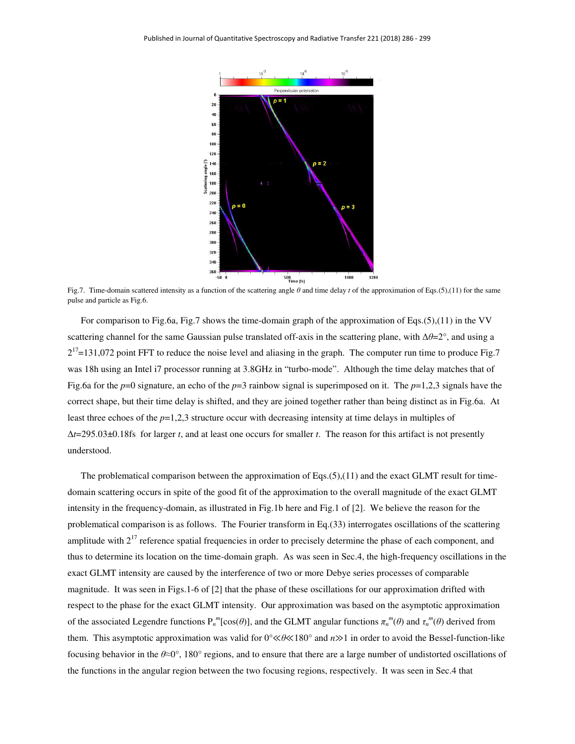Fig.7. Time-domain scattered intensity as a function of the scattering angle $\theta$ and time delay $t$ of the approximation of Eqs.(5),(11) for the same pulse and particle as Fig.6.

For comparison to Fig.6a, Fig.7 shows the time-domain graph of the approximation of Eqs.(5),(11) in the VV scattering channel for the same Gaussian pulse translated off-axis in the scattering plane, with $\Delta\theta=2°$, and using a $2^{17}=131{,}072$ point FFT to reduce the noise level and aliasing in the graph. The computer run time to produce Fig.7 was 18h using an Intel i7 processor running at 3.8GHz in "turbo-mode". Although the time delay matches that of Fig.6a for the $p=0$ signature, an echo of the $p=3$ rainbow signal is superimposed on it. The $p=1,2,3$ signals have the correct shape, but their time delay is shifted, and they are joined together rather than being distinct as in Fig.6a. At least three echoes of the $p=1,2,3$ structure occur with decreasing intensity at time delays in multiples of $\Delta t=295.03\pm0.18$fs for larger $t$, and at least one occurs for smaller $t$. The reason for this artifact is not presently understood.

The problematical comparison between the approximation of Eqs.(5),(11) and the exact GLMT result for time-domain scattering occurs in spite of the good fit of the approximation to the overall magnitude of the exact GLMT intensity in the frequency-domain, as illustrated in Fig.1b here and Fig.1 of [2]. We believe the reason for the problematical comparison is as follows. The Fourier transform in Eq.(33) interrogates oscillations of the scattering amplitude with $2^{17}$ reference spatial frequencies in order to precisely determine the phase of each component, and thus to determine its location on the time-domain graph. As was seen in Sec.4, the high-frequency oscillations in the exact GLMT intensity are caused by the interference of two or more Debye series processes of comparable magnitude. It was seen in Figs.1-6 of [2] that the phase of these oscillations for our approximation drifted with respect to the phase for the exact GLMT intensity. Our approximation was based on the asymptotic approximation of the associated Legendre functions $P_n^m[\cos(\theta)]$, and the GLMT angular functions $\pi_n^m(\theta)$ and $\tau_n^m(\theta)$ derived from them. This asymptotic approximation was valid for $0°\ll\theta\ll180°$ and $n\gg1$ in order to avoid the Bessel-function-like focusing behavior in the $\theta\approx0°$, $180°$ regions, and to ensure that there are a large number of undistorted oscillations of the functions in the angular region between the two focusing regions, respectively. It was seen in Sec.4 that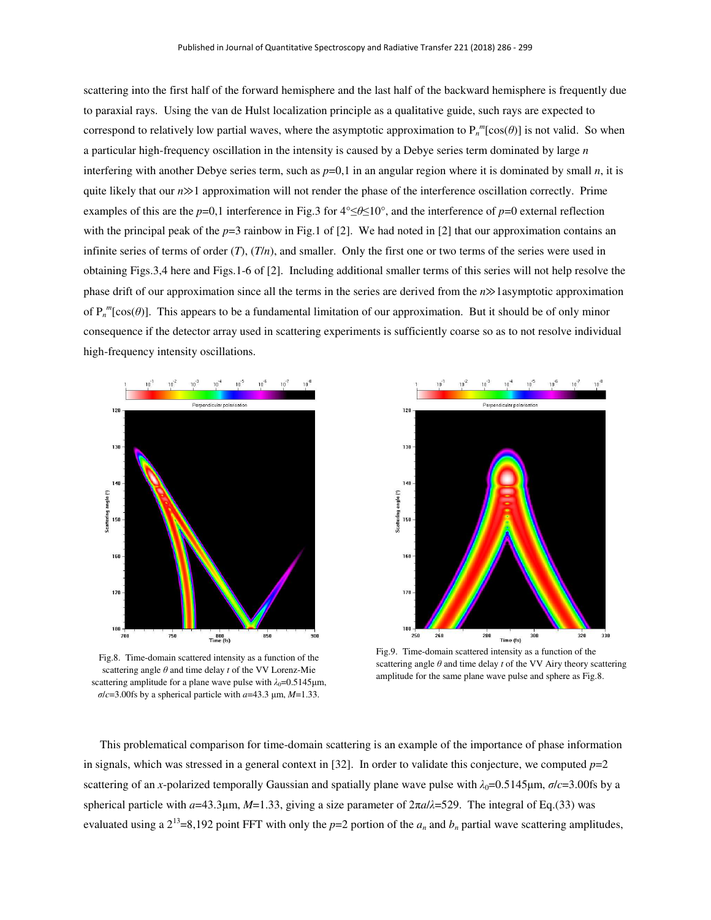scattering into the first half of the forward hemisphere and the last half of the backward hemisphere is frequently due to paraxial rays. Using the van de Hulst localization principle as a qualitative guide, such rays are expected to correspond to relatively low partial waves, where the asymptotic approximation to $P_n^m[\cos(\theta)]$ is not valid. So when a particular high-frequency oscillation in the intensity is caused by a Debye series term dominated by large $n$ interfering with another Debye series term, such as $p$=0,1 in an angular region where it is dominated by small $n$, it is quite likely that our $n \gg 1$ approximation will not render the phase of the interference oscillation correctly. Prime examples of this are the $p$=0,1 interference in Fig.3 for $4° \leq \theta \leq 10°$, and the interference of $p$=0 external reflection with the principal peak of the $p$=3 rainbow in Fig.1 of [2]. We had noted in [2] that our approximation contains an infinite series of terms of order ($T$), ($T/n$), and smaller. Only the first one or two terms of the series were used in obtaining Figs.3,4 here and Figs.1-6 of [2]. Including additional smaller terms of this series will not help resolve the phase drift of our approximation since all the terms in the series are derived from the $n \gg 1$asymptotic approximation of $P_n^m[\cos(\theta)]$. This appears to be a fundamental limitation of our approximation. But it should be of only minor consequence if the detector array used in scattering experiments is sufficiently coarse so as to not resolve individual high-frequency intensity oscillations.

Fig.8. Time-domain scattered intensity as a function of the scattering angle $\theta$ and time delay $t$ of the VV Lorenz-Mie scattering amplitude for a plane wave pulse with $\lambda_0$=0.5145μm, $\sigma/c$=3.00fs by a spherical particle with $a$=43.3 μm, $M$=1.33.

Fig.9. Time-domain scattered intensity as a function of the scattering angle $\theta$ and time delay $t$ of the VV Airy theory scattering amplitude for the same plane wave pulse and sphere as Fig.8.

This problematical comparison for time-domain scattering is an example of the importance of phase information in signals, which was stressed in a general context in [32]. In order to validate this conjecture, we computed $p$=2 scattering of an $x$-polarized temporally Gaussian and spatially plane wave pulse with $\lambda_0$=0.5145μm, $\sigma/c$=3.00fs by a spherical particle with $a$=43.3μm, $M$=1.33, giving a size parameter of $2\pi a/\lambda$=529. The integral of Eq.(33) was evaluated using a $2^{13}$=8,192 point FFT with only the $p$=2 portion of the $a_n$ and $b_n$ partial wave scattering amplitudes,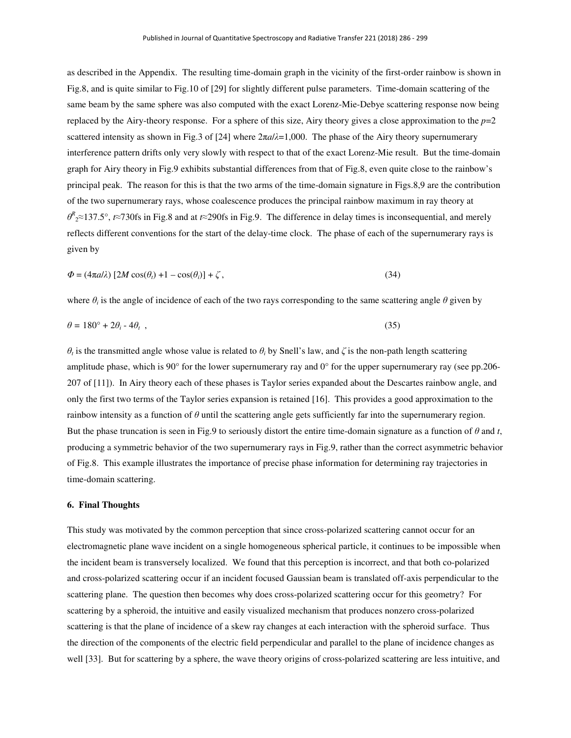as described in the Appendix. The resulting time-domain graph in the vicinity of the first-order rainbow is shown in Fig.8, and is quite similar to Fig.10 of [29] for slightly different pulse parameters. Time-domain scattering of the same beam by the same sphere was also computed with the exact Lorenz-Mie-Debye scattering response now being replaced by the Airy-theory response. For a sphere of this size, Airy theory gives a close approximation to the $p$=2 scattered intensity as shown in Fig.3 of [24] where $2\pi a/\lambda$=1,000. The phase of the Airy theory supernumerary interference pattern drifts only very slowly with respect to that of the exact Lorenz-Mie result. But the time-domain graph for Airy theory in Fig.9 exhibits substantial differences from that of Fig.8, even quite close to the rainbow's principal peak. The reason for this is that the two arms of the time-domain signature in Figs.8,9 are the contribution of the two supernumerary rays, whose coalescence produces the principal rainbow maximum in ray theory at $\theta^R_2 \approx 137.5°$, $t \approx 730$fs in Fig.8 and at $t \approx 290$fs in Fig.9. The difference in delay times is inconsequential, and merely reflects different conventions for the start of the delay-time clock. The phase of each of the supernumerary rays is given by

$$\Phi = (4\pi a/\lambda)\ [2M \cos(\theta_t) + 1 - \cos(\theta_i)] + \zeta\ , \tag{34}$$

where $\theta_i$ is the angle of incidence of each of the two rays corresponding to the same scattering angle $\theta$ given by

$$\theta = 180° + 2\theta_i - 4\theta_t\ , \tag{35}$$

$\theta_t$ is the transmitted angle whose value is related to $\theta_i$ by Snell's law, and $\zeta$ is the non-path length scattering amplitude phase, which is 90° for the lower supernumerary ray and 0° for the upper supernumerary ray (see pp.206-207 of [11]). In Airy theory each of these phases is Taylor series expanded about the Descartes rainbow angle, and only the first two terms of the Taylor series expansion is retained [16]. This provides a good approximation to the rainbow intensity as a function of $\theta$ until the scattering angle gets sufficiently far into the supernumerary region. But the phase truncation is seen in Fig.9 to seriously distort the entire time-domain signature as a function of $\theta$ and $t$, producing a symmetric behavior of the two supernumerary rays in Fig.9, rather than the correct asymmetric behavior of Fig.8. This example illustrates the importance of precise phase information for determining ray trajectories in time-domain scattering.

## 6. Final Thoughts

This study was motivated by the common perception that since cross-polarized scattering cannot occur for an electromagnetic plane wave incident on a single homogeneous spherical particle, it continues to be impossible when the incident beam is transversely localized. We found that this perception is incorrect, and that both co-polarized and cross-polarized scattering occur if an incident focused Gaussian beam is translated off-axis perpendicular to the scattering plane. The question then becomes why does cross-polarized scattering occur for this geometry? For scattering by a spheroid, the intuitive and easily visualized mechanism that produces nonzero cross-polarized scattering is that the plane of incidence of a skew ray changes at each interaction with the spheroid surface. Thus the direction of the components of the electric field perpendicular and parallel to the plane of incidence changes as well [33]. But for scattering by a sphere, the wave theory origins of cross-polarized scattering are less intuitive, and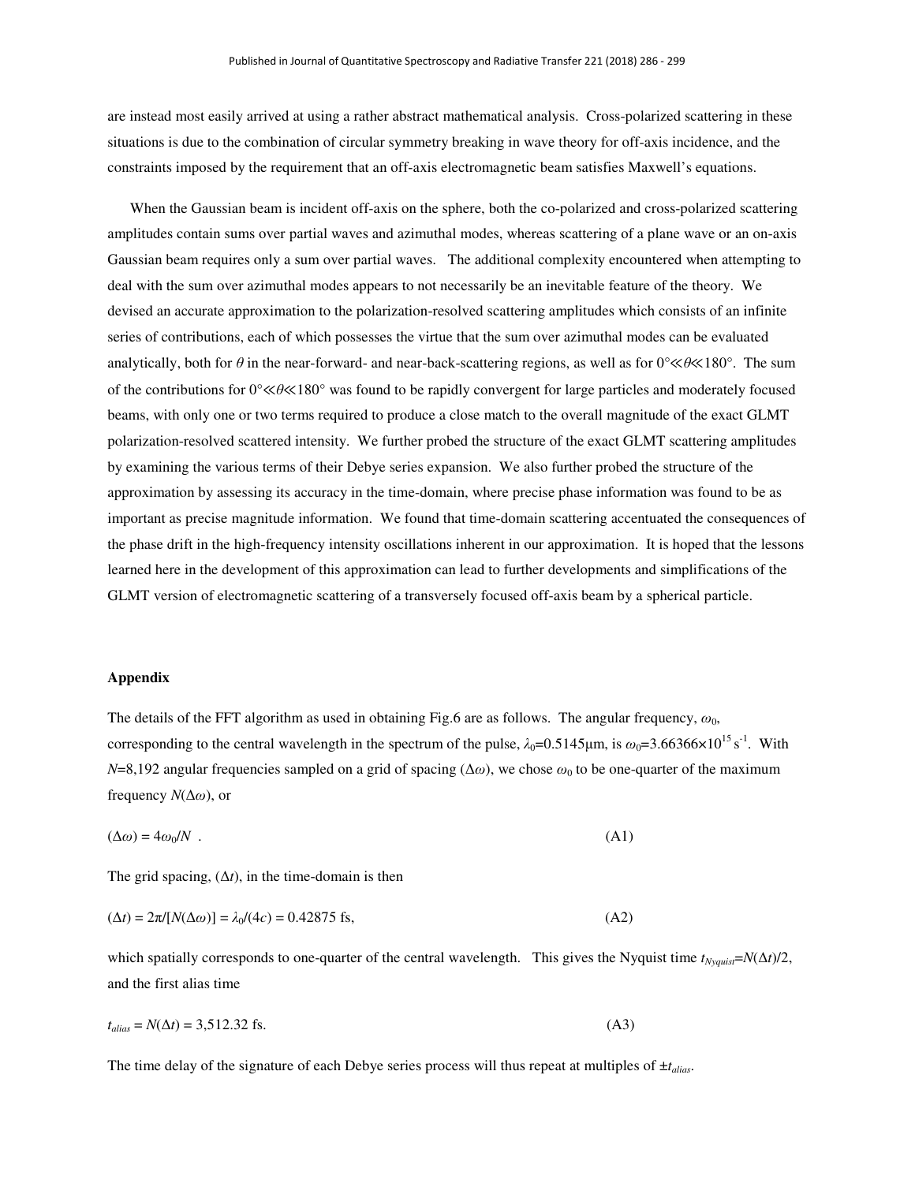are instead most easily arrived at using a rather abstract mathematical analysis. Cross-polarized scattering in these situations is due to the combination of circular symmetry breaking in wave theory for off-axis incidence, and the constraints imposed by the requirement that an off-axis electromagnetic beam satisfies Maxwell's equations.

When the Gaussian beam is incident off-axis on the sphere, both the co-polarized and cross-polarized scattering amplitudes contain sums over partial waves and azimuthal modes, whereas scattering of a plane wave or an on-axis Gaussian beam requires only a sum over partial waves. The additional complexity encountered when attempting to deal with the sum over azimuthal modes appears to not necessarily be an inevitable feature of the theory. We devised an accurate approximation to the polarization-resolved scattering amplitudes which consists of an infinite series of contributions, each of which possesses the virtue that the sum over azimuthal modes can be evaluated analytically, both for $\theta$ in the near-forward- and near-back-scattering regions, as well as for $0° \ll \theta \ll 180°$. The sum of the contributions for $0° \ll \theta \ll 180°$ was found to be rapidly convergent for large particles and moderately focused beams, with only one or two terms required to produce a close match to the overall magnitude of the exact GLMT polarization-resolved scattered intensity. We further probed the structure of the exact GLMT scattering amplitudes by examining the various terms of their Debye series expansion. We also further probed the structure of the approximation by assessing its accuracy in the time-domain, where precise phase information was found to be as important as precise magnitude information. We found that time-domain scattering accentuated the consequences of the phase drift in the high-frequency intensity oscillations inherent in our approximation. It is hoped that the lessons learned here in the development of this approximation can lead to further developments and simplifications of the GLMT version of electromagnetic scattering of a transversely focused off-axis beam by a spherical particle.

## Appendix

The details of the FFT algorithm as used in obtaining Fig.6 are as follows. The angular frequency, $\omega_0$, corresponding to the central wavelength in the spectrum of the pulse, $\lambda_0$=0.5145μm, is $\omega_0 = 3.66366 \times 10^{15}\ \mathrm{s}^{-1}$. With $N$=8,192 angular frequencies sampled on a grid of spacing $(\Delta\omega)$, we chose $\omega_0$ to be one-quarter of the maximum frequency $N(\Delta\omega)$, or

$$(\Delta\omega) = 4\omega_0/N \quad . \tag{A1}$$

The grid spacing, $(\Delta t)$, in the time-domain is then

$$(\Delta t) = 2\pi/[N(\Delta\omega)] = \lambda_0/(4c) = 0.42875 \text{ fs}, \tag{A2}$$

which spatially corresponds to one-quarter of the central wavelength. This gives the Nyquist time $t_{Nyquist}=N(\Delta t)/2$, and the first alias time

$$t_{alias} = N(\Delta t) = 3{,}512.32 \text{ fs}. \tag{A3}$$

The time delay of the signature of each Debye series process will thus repeat at multiples of $\pm t_{alias}$.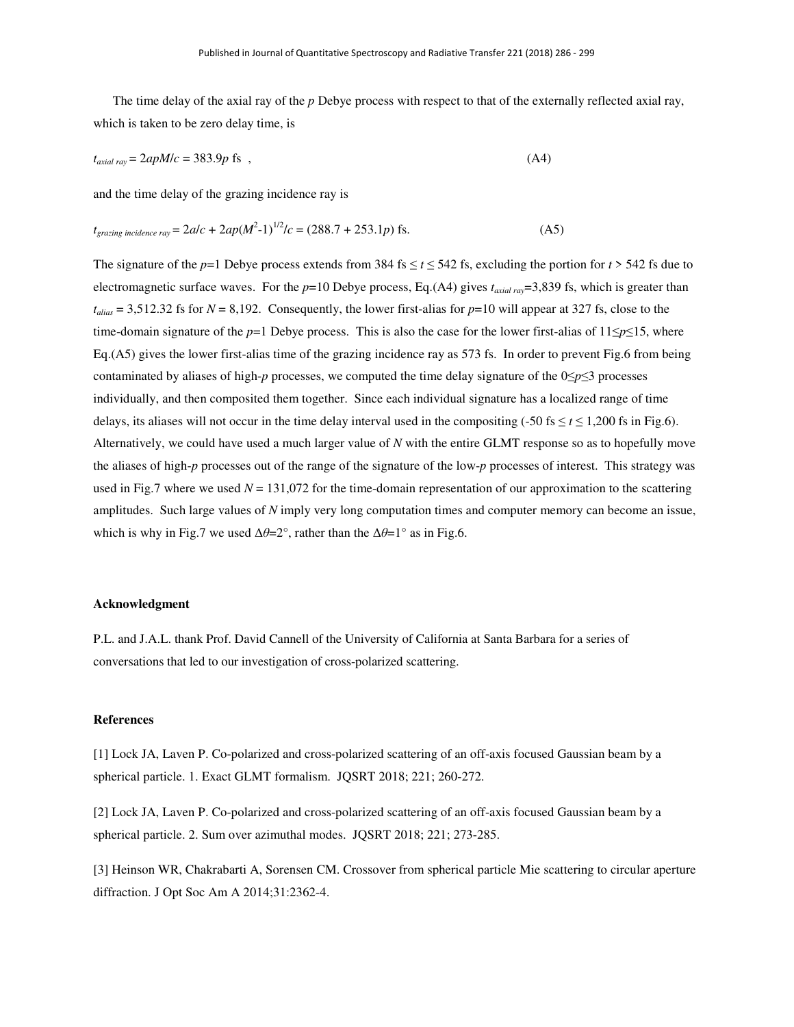The time delay of the axial ray of the $p$ Debye process with respect to that of the externally reflected axial ray, which is taken to be zero delay time, is

$$t_{axial\ ray} = 2apM/c = 383.9p \text{ fs} \quad , \tag{A4}$$

and the time delay of the grazing incidence ray is

$$t_{grazing\ incidence\ ray} = 2a/c + 2ap(M^2\text{-}1)^{1/2}/c = (288.7 + 253.1p) \text{ fs.} \tag{A5}$$

The signature of the $p$=1 Debye process extends from 384 fs $\leq t \leq$ 542 fs, excluding the portion for $t >$ 542 fs due to electromagnetic surface waves. For the $p$=10 Debye process, Eq.(A4) gives $t_{axial\ ray}$=3,839 fs, which is greater than $t_{alias}$ = 3,512.32 fs for $N$ = 8,192. Consequently, the lower first-alias for $p$=10 will appear at 327 fs, close to the time-domain signature of the $p$=1 Debye process. This is also the case for the lower first-alias of 11≤$p$≤15, where Eq.(A5) gives the lower first-alias time of the grazing incidence ray as 573 fs. In order to prevent Fig.6 from being contaminated by aliases of high-$p$ processes, we computed the time delay signature of the 0≤$p$≤3 processes individually, and then composited them together. Since each individual signature has a localized range of time delays, its aliases will not occur in the time delay interval used in the compositing (-50 fs $\leq t \leq$ 1,200 fs in Fig.6). Alternatively, we could have used a much larger value of $N$ with the entire GLMT response so as to hopefully move the aliases of high-$p$ processes out of the range of the signature of the low-$p$ processes of interest. This strategy was used in Fig.7 where we used $N$ = 131,072 for the time-domain representation of our approximation to the scattering amplitudes. Such large values of $N$ imply very long computation times and computer memory can become an issue, which is why in Fig.7 we used $\Delta\theta$=2°, rather than the $\Delta\theta$=1° as in Fig.6.

**Acknowledgment**

P.L. and J.A.L. thank Prof. David Cannell of the University of California at Santa Barbara for a series of conversations that led to our investigation of cross-polarized scattering.

**References**

[1] Lock JA, Laven P. Co-polarized and cross-polarized scattering of an off-axis focused Gaussian beam by a spherical particle. 1. Exact GLMT formalism. JQSRT 2018; 221; 260-272.

[2] Lock JA, Laven P. Co-polarized and cross-polarized scattering of an off-axis focused Gaussian beam by a spherical particle. 2. Sum over azimuthal modes. JQSRT 2018; 221; 273-285.

[3] Heinson WR, Chakrabarti A, Sorensen CM. Crossover from spherical particle Mie scattering to circular aperture diffraction. J Opt Soc Am A 2014;31:2362-4.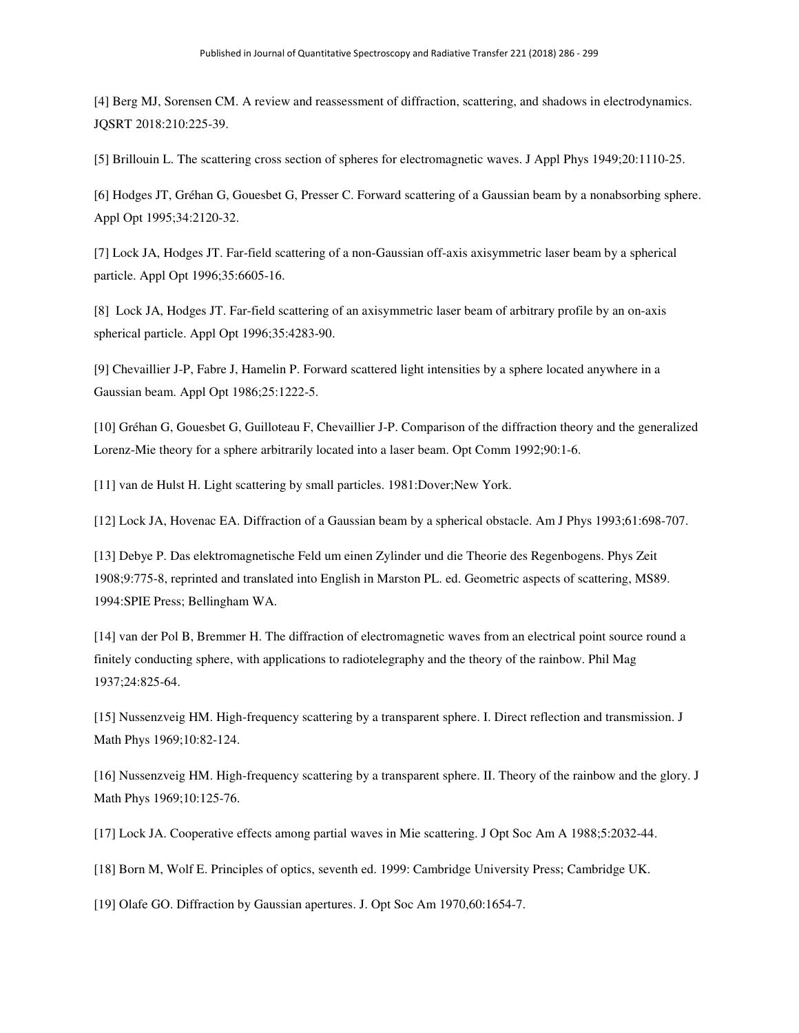[4] Berg MJ, Sorensen CM. A review and reassessment of diffraction, scattering, and shadows in electrodynamics. JQSRT 2018:210:225-39.

[5] Brillouin L. The scattering cross section of spheres for electromagnetic waves. J Appl Phys 1949;20:1110-25.

[6] Hodges JT, Gréhan G, Gouesbet G, Presser C. Forward scattering of a Gaussian beam by a nonabsorbing sphere. Appl Opt 1995;34:2120-32.

[7] Lock JA, Hodges JT. Far-field scattering of a non-Gaussian off-axis axisymmetric laser beam by a spherical particle. Appl Opt 1996;35:6605-16.

[8] Lock JA, Hodges JT. Far-field scattering of an axisymmetric laser beam of arbitrary profile by an on-axis spherical particle. Appl Opt 1996;35:4283-90.

[9] Chevaillier J-P, Fabre J, Hamelin P. Forward scattered light intensities by a sphere located anywhere in a Gaussian beam. Appl Opt 1986;25:1222-5.

[10] Gréhan G, Gouesbet G, Guilloteau F, Chevaillier J-P. Comparison of the diffraction theory and the generalized Lorenz-Mie theory for a sphere arbitrarily located into a laser beam. Opt Comm 1992;90:1-6.

[11] van de Hulst H. Light scattering by small particles. 1981:Dover;New York.

[12] Lock JA, Hovenac EA. Diffraction of a Gaussian beam by a spherical obstacle. Am J Phys 1993;61:698-707.

[13] Debye P. Das elektromagnetische Feld um einen Zylinder und die Theorie des Regenbogens. Phys Zeit 1908;9:775-8, reprinted and translated into English in Marston PL. ed. Geometric aspects of scattering, MS89. 1994:SPIE Press; Bellingham WA.

[14] van der Pol B, Bremmer H. The diffraction of electromagnetic waves from an electrical point source round a finitely conducting sphere, with applications to radiotelegraphy and the theory of the rainbow. Phil Mag 1937;24:825-64.

[15] Nussenzveig HM. High-frequency scattering by a transparent sphere. I. Direct reflection and transmission. J Math Phys 1969;10:82-124.

[16] Nussenzveig HM. High-frequency scattering by a transparent sphere. II. Theory of the rainbow and the glory. J Math Phys 1969;10:125-76.

[17] Lock JA. Cooperative effects among partial waves in Mie scattering. J Opt Soc Am A 1988;5:2032-44.

[18] Born M, Wolf E. Principles of optics, seventh ed. 1999: Cambridge University Press; Cambridge UK.

[19] Olafe GO. Diffraction by Gaussian apertures. J. Opt Soc Am 1970,60:1654-7.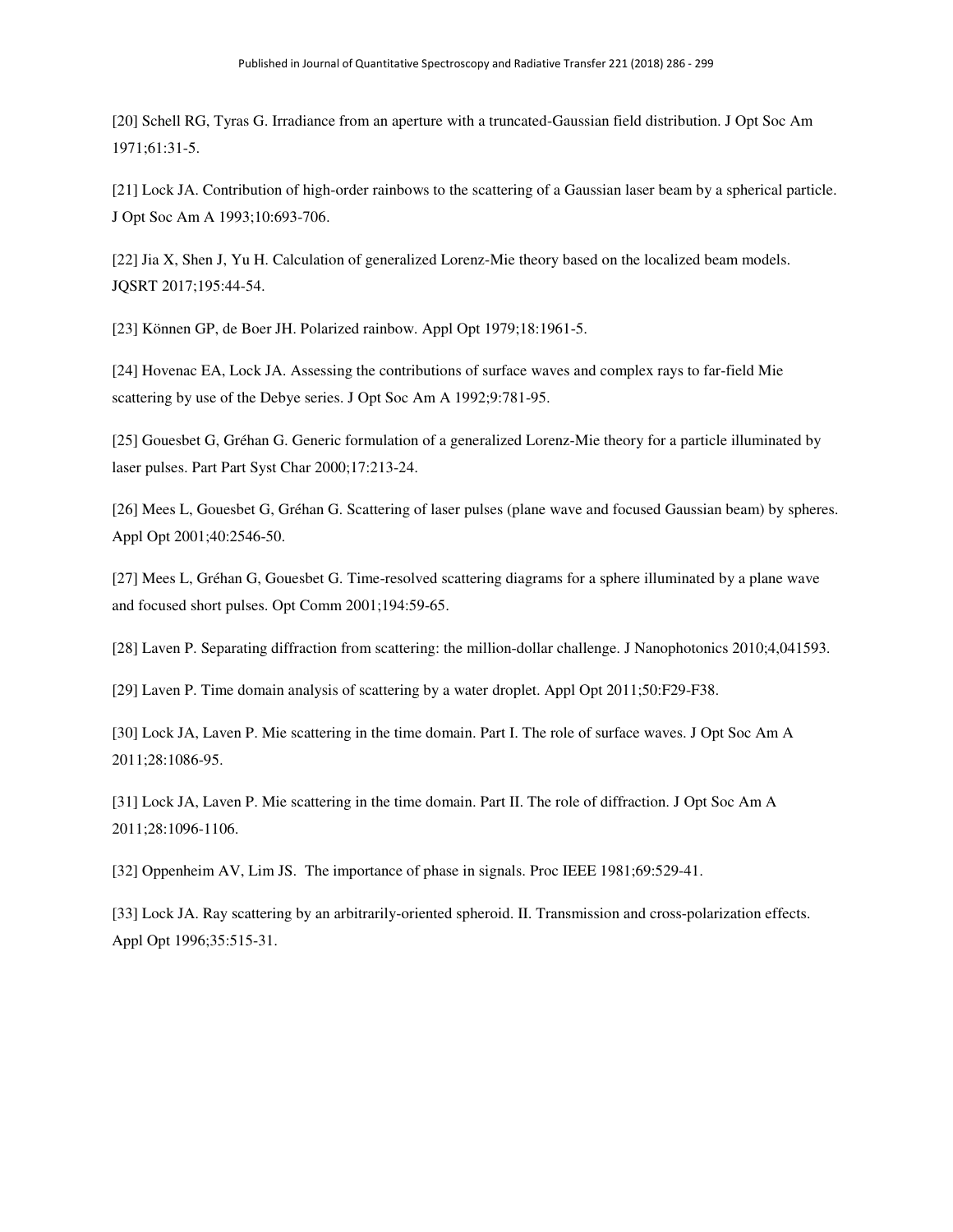[20] Schell RG, Tyras G. Irradiance from an aperture with a truncated-Gaussian field distribution. J Opt Soc Am 1971;61:31-5.

[21] Lock JA. Contribution of high-order rainbows to the scattering of a Gaussian laser beam by a spherical particle. J Opt Soc Am A 1993;10:693-706.

[22] Jia X, Shen J, Yu H. Calculation of generalized Lorenz-Mie theory based on the localized beam models. JQSRT 2017;195:44-54.

[23] Können GP, de Boer JH. Polarized rainbow. Appl Opt 1979;18:1961-5.

[24] Hovenac EA, Lock JA. Assessing the contributions of surface waves and complex rays to far-field Mie scattering by use of the Debye series. J Opt Soc Am A 1992;9:781-95.

[25] Gouesbet G, Gréhan G. Generic formulation of a generalized Lorenz-Mie theory for a particle illuminated by laser pulses. Part Part Syst Char 2000;17:213-24.

[26] Mees L, Gouesbet G, Gréhan G. Scattering of laser pulses (plane wave and focused Gaussian beam) by spheres. Appl Opt 2001;40:2546-50.

[27] Mees L, Gréhan G, Gouesbet G. Time-resolved scattering diagrams for a sphere illuminated by a plane wave and focused short pulses. Opt Comm 2001;194:59-65.

[28] Laven P. Separating diffraction from scattering: the million-dollar challenge. J Nanophotonics 2010;4,041593.

[29] Laven P. Time domain analysis of scattering by a water droplet. Appl Opt 2011;50:F29-F38.

[30] Lock JA, Laven P. Mie scattering in the time domain. Part I. The role of surface waves. J Opt Soc Am A 2011;28:1086-95.

[31] Lock JA, Laven P. Mie scattering in the time domain. Part II. The role of diffraction. J Opt Soc Am A 2011;28:1096-1106.

[32] Oppenheim AV, Lim JS. The importance of phase in signals. Proc IEEE 1981;69:529-41.

[33] Lock JA. Ray scattering by an arbitrarily-oriented spheroid. II. Transmission and cross-polarization effects. Appl Opt 1996;35:515-31.